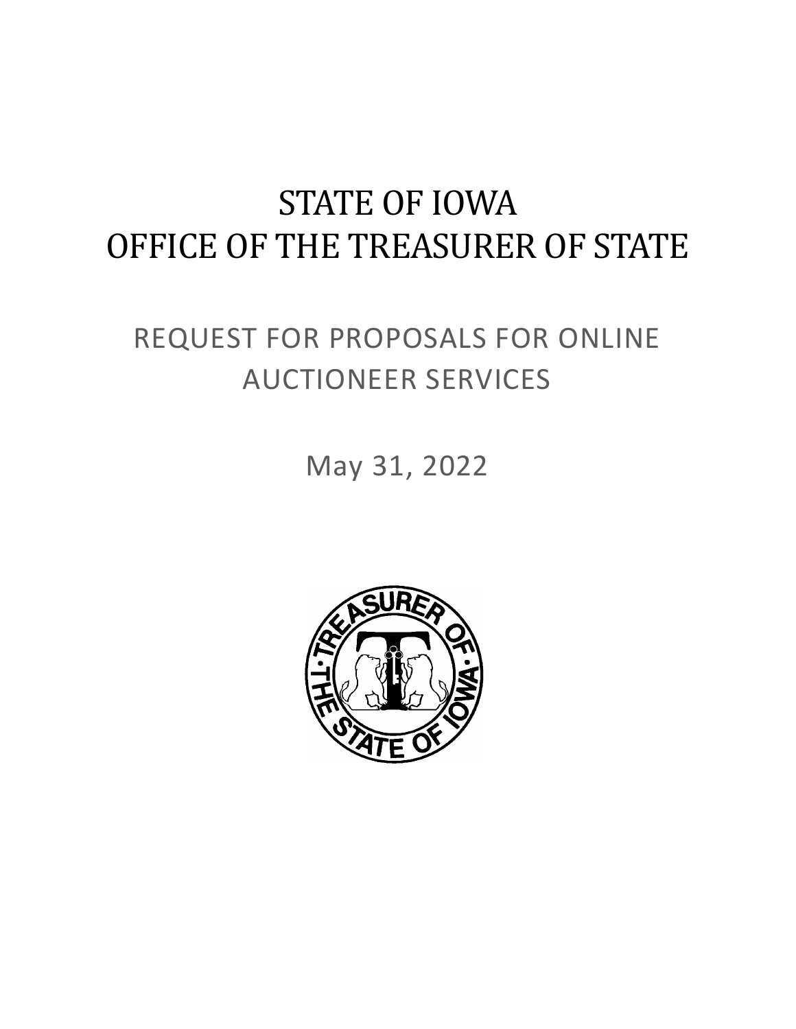# STATE OF IOWA
# OFFICE OF THE TREASURER OF STATE

## REQUEST FOR PROPOSALS FOR ONLINE AUCTIONEER SERVICES

May 31, 2022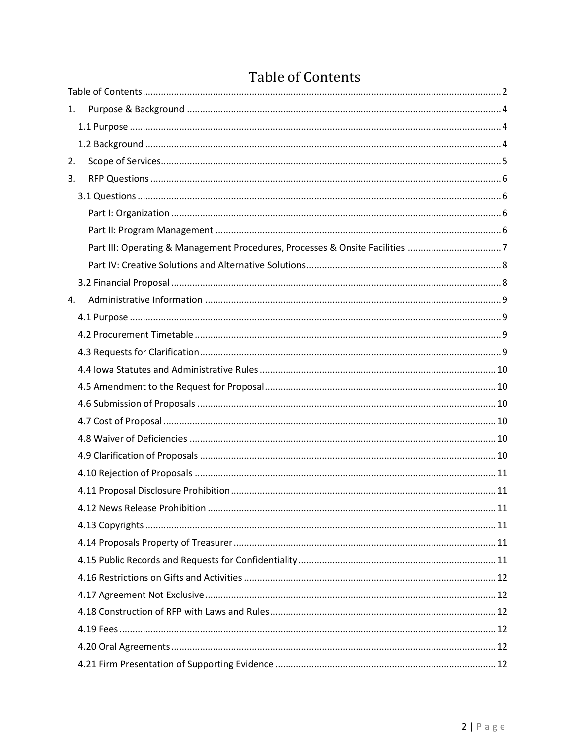# Table of Contents

Table of Contents ........ 2

1. Purpose & Background ........ 4

   1.1 Purpose ........ 4

   1.2 Background ........ 4

2. Scope of Services........ 5

3. RFP Questions ........ 6

   3.1 Questions ........ 6

      Part I: Organization ........ 6

      Part II: Program Management ........ 6

      Part III: Operating & Management Procedures, Processes & Onsite Facilities ........ 7

      Part IV: Creative Solutions and Alternative Solutions........ 8

   3.2 Financial Proposal ........ 8

4. Administrative Information ........ 9

   4.1 Purpose ........ 9

   4.2 Procurement Timetable ........ 9

   4.3 Requests for Clarification........ 9

   4.4 Iowa Statutes and Administrative Rules ........ 10

   4.5 Amendment to the Request for Proposal........ 10

   4.6 Submission of Proposals ........ 10

   4.7 Cost of Proposal ........ 10

   4.8 Waiver of Deficiencies ........ 10

   4.9 Clarification of Proposals ........ 10

   4.10 Rejection of Proposals ........ 11

   4.11 Proposal Disclosure Prohibition........ 11

   4.12 News Release Prohibition ........ 11

   4.13 Copyrights ........ 11

   4.14 Proposals Property of Treasurer........ 11

   4.15 Public Records and Requests for Confidentiality........ 11

   4.16 Restrictions on Gifts and Activities ........ 12

   4.17 Agreement Not Exclusive........ 12

   4.18 Construction of RFP with Laws and Rules........ 12

   4.19 Fees ........ 12

   4.20 Oral Agreements........ 12

   4.21 Firm Presentation of Supporting Evidence ........ 12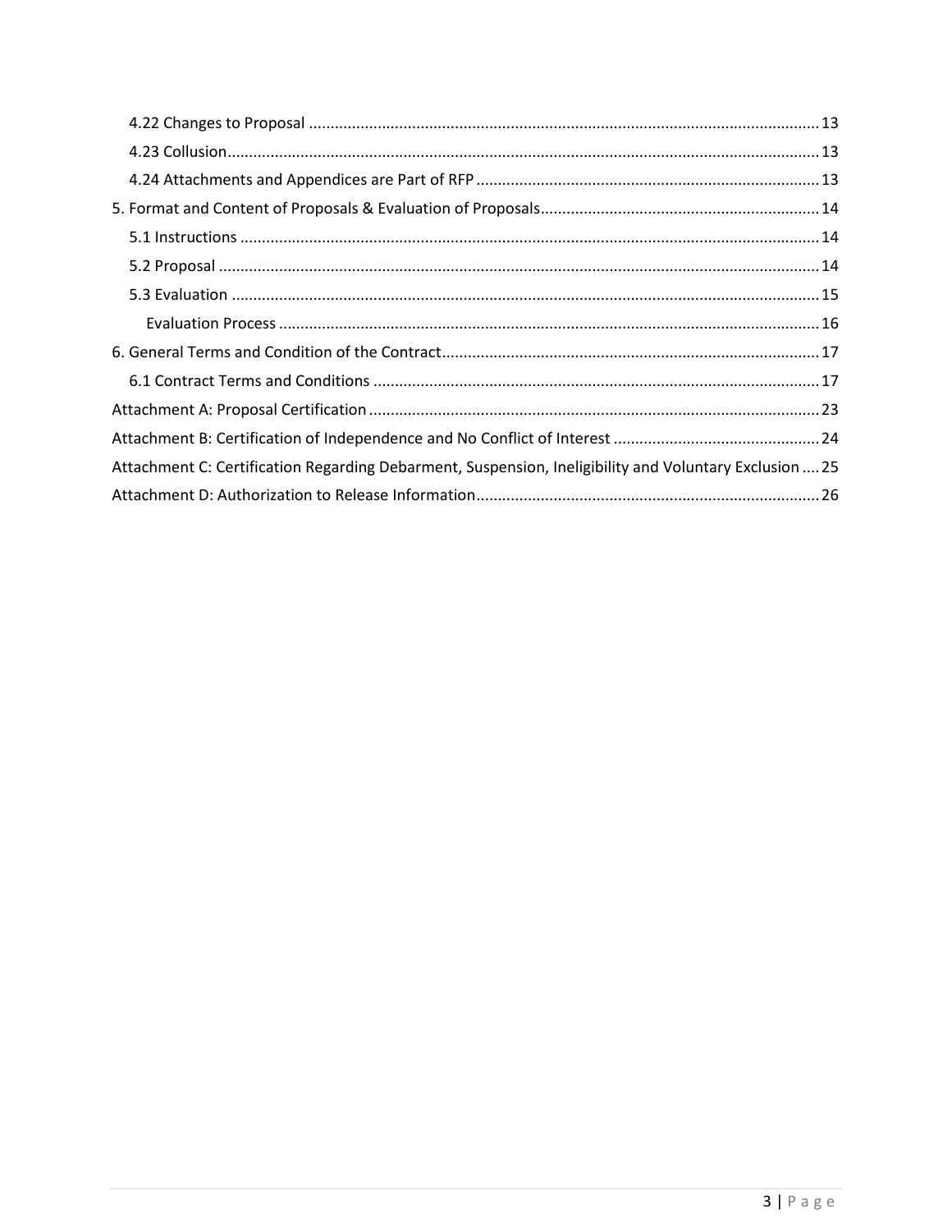4.22 Changes to Proposal ........................................................................................................................ 13

4.23 Collusion ........................................................................................................................................ 13

4.24 Attachments and Appendices are Part of RFP .............................................................................. 13

5. Format and Content of Proposals & Evaluation of Proposals ............................................................... 14

5.1 Instructions ..................................................................................................................................... 14

5.2 Proposal .......................................................................................................................................... 14

5.3 Evaluation ....................................................................................................................................... 15

Evaluation Process .............................................................................................................................. 16

6. General Terms and Condition of the Contract ...................................................................................... 17

6.1 Contract Terms and Conditions ...................................................................................................... 17

Attachment A: Proposal Certification ....................................................................................................... 23

Attachment B: Certification of Independence and No Conflict of Interest ............................................... 24

Attachment C: Certification Regarding Debarment, Suspension, Ineligibility and Voluntary Exclusion .... 25

Attachment D: Authorization to Release Information .............................................................................. 26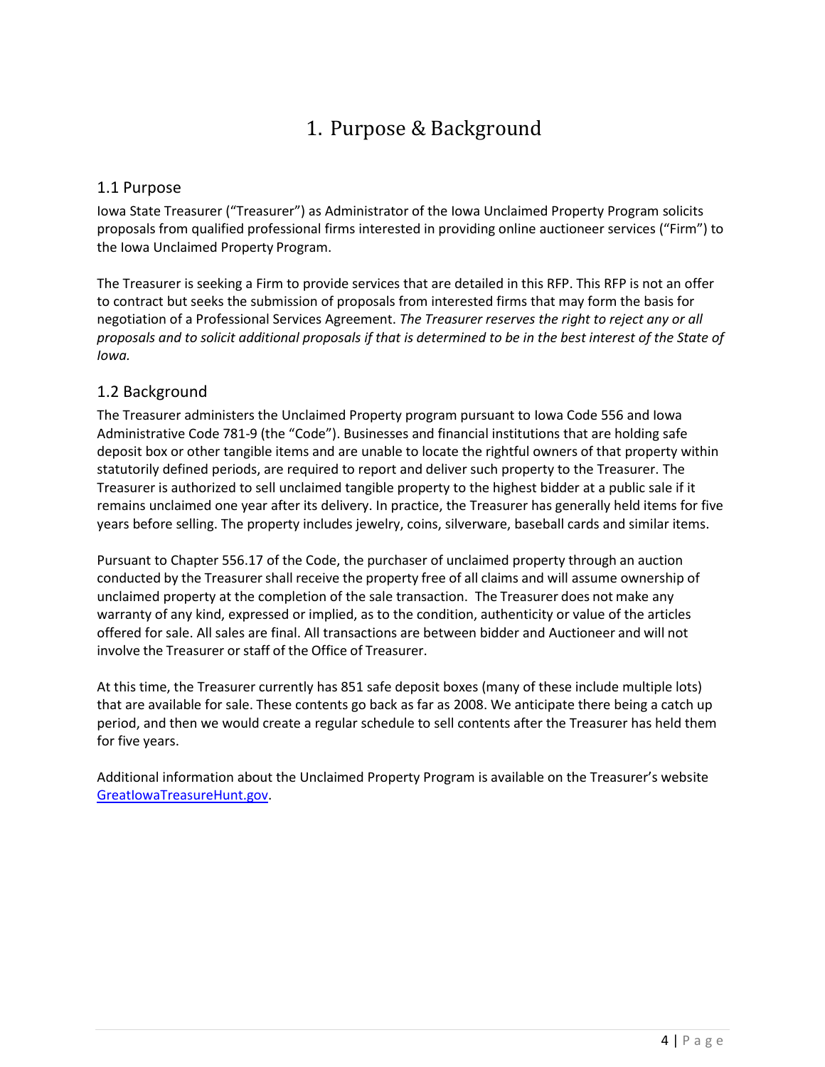# 1. Purpose & Background

## 1.1 Purpose

Iowa State Treasurer ("Treasurer") as Administrator of the Iowa Unclaimed Property Program solicits proposals from qualified professional firms interested in providing online auctioneer services ("Firm") to the Iowa Unclaimed Property Program.

The Treasurer is seeking a Firm to provide services that are detailed in this RFP. This RFP is not an offer to contract but seeks the submission of proposals from interested firms that may form the basis for negotiation of a Professional Services Agreement. *The Treasurer reserves the right to reject any or all proposals and to solicit additional proposals if that is determined to be in the best interest of the State of Iowa.*

## 1.2 Background

The Treasurer administers the Unclaimed Property program pursuant to Iowa Code 556 and Iowa Administrative Code 781-9 (the "Code"). Businesses and financial institutions that are holding safe deposit box or other tangible items and are unable to locate the rightful owners of that property within statutorily defined periods, are required to report and deliver such property to the Treasurer. The Treasurer is authorized to sell unclaimed tangible property to the highest bidder at a public sale if it remains unclaimed one year after its delivery. In practice, the Treasurer has generally held items for five years before selling. The property includes jewelry, coins, silverware, baseball cards and similar items.

Pursuant to Chapter 556.17 of the Code, the purchaser of unclaimed property through an auction conducted by the Treasurer shall receive the property free of all claims and will assume ownership of unclaimed property at the completion of the sale transaction. The Treasurer does not make any warranty of any kind, expressed or implied, as to the condition, authenticity or value of the articles offered for sale. All sales are final. All transactions are between bidder and Auctioneer and will not involve the Treasurer or staff of the Office of Treasurer.

At this time, the Treasurer currently has 851 safe deposit boxes (many of these include multiple lots) that are available for sale. These contents go back as far as 2008. We anticipate there being a catch up period, and then we would create a regular schedule to sell contents after the Treasurer has held them for five years.

Additional information about the Unclaimed Property Program is available on the Treasurer's website [GreatIowaTreasureHunt.gov](GreatIowaTreasureHunt.gov).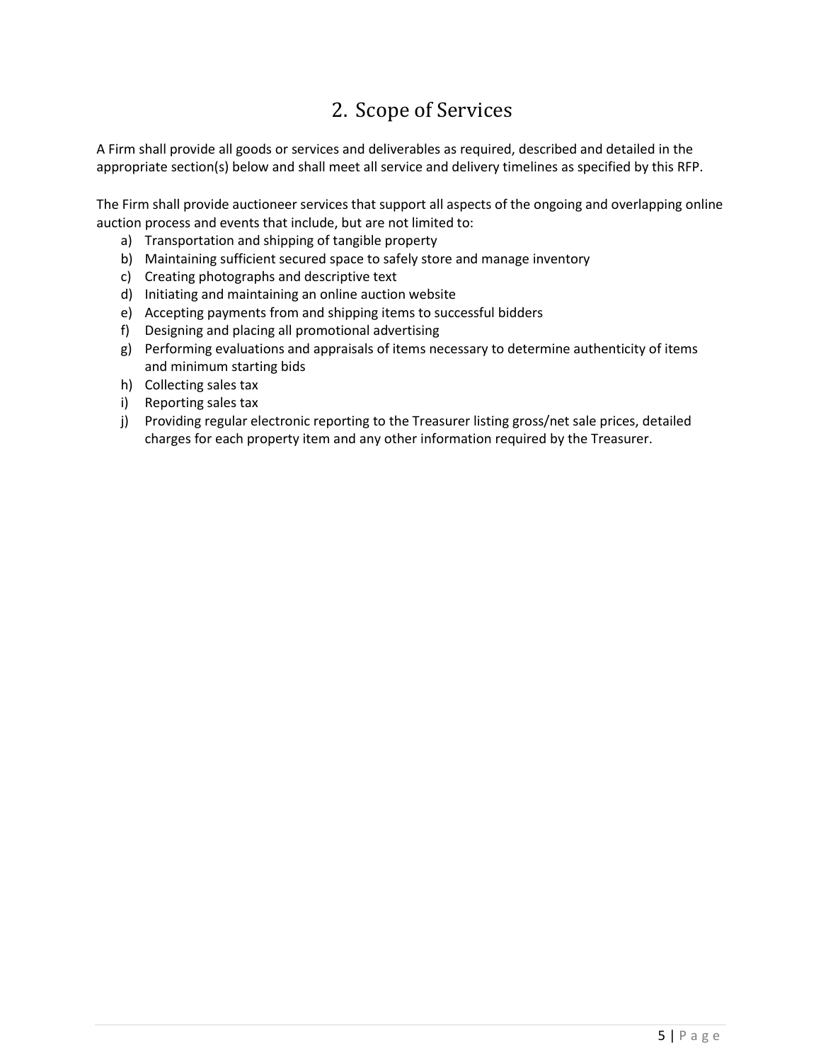# 2. Scope of Services

A Firm shall provide all goods or services and deliverables as required, described and detailed in the appropriate section(s) below and shall meet all service and delivery timelines as specified by this RFP.

The Firm shall provide auctioneer services that support all aspects of the ongoing and overlapping online auction process and events that include, but are not limited to:

a) Transportation and shipping of tangible property
b) Maintaining sufficient secured space to safely store and manage inventory
c) Creating photographs and descriptive text
d) Initiating and maintaining an online auction website
e) Accepting payments from and shipping items to successful bidders
f) Designing and placing all promotional advertising
g) Performing evaluations and appraisals of items necessary to determine authenticity of items and minimum starting bids
h) Collecting sales tax
i) Reporting sales tax
j) Providing regular electronic reporting to the Treasurer listing gross/net sale prices, detailed charges for each property item and any other information required by the Treasurer.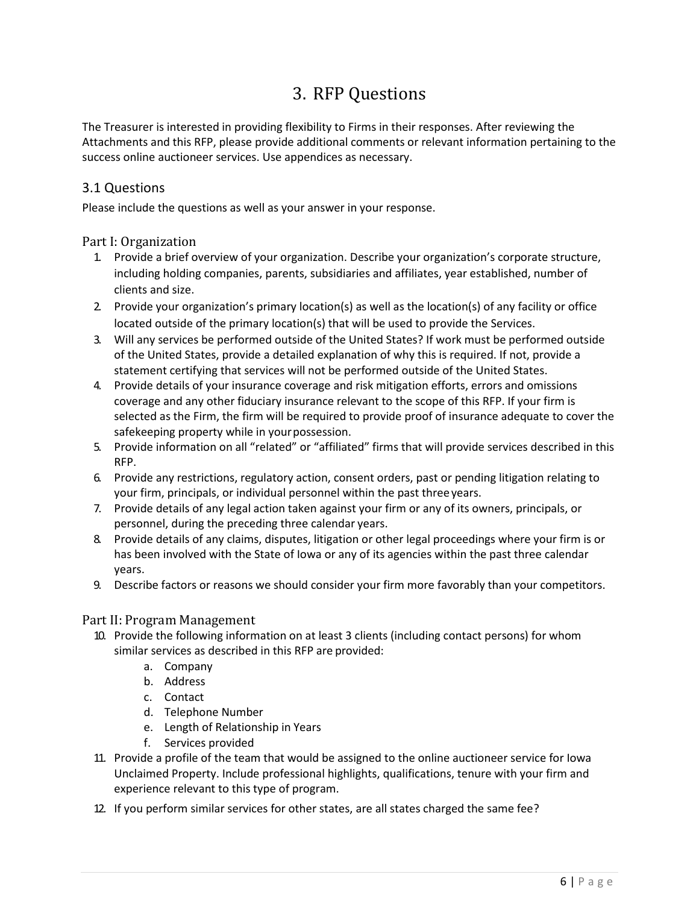# 3. RFP Questions

The Treasurer is interested in providing flexibility to Firms in their responses. After reviewing the Attachments and this RFP, please provide additional comments or relevant information pertaining to the success online auctioneer services. Use appendices as necessary.

## 3.1 Questions

Please include the questions as well as your answer in your response.

### Part I: Organization

1. Provide a brief overview of your organization. Describe your organization's corporate structure, including holding companies, parents, subsidiaries and affiliates, year established, number of clients and size.
2. Provide your organization's primary location(s) as well as the location(s) of any facility or office located outside of the primary location(s) that will be used to provide the Services.
3. Will any services be performed outside of the United States? If work must be performed outside of the United States, provide a detailed explanation of why this is required. If not, provide a statement certifying that services will not be performed outside of the United States.
4. Provide details of your insurance coverage and risk mitigation efforts, errors and omissions coverage and any other fiduciary insurance relevant to the scope of this RFP. If your firm is selected as the Firm, the firm will be required to provide proof of insurance adequate to cover the safekeeping property while in your possession.
5. Provide information on all "related" or "affiliated" firms that will provide services described in this RFP.
6. Provide any restrictions, regulatory action, consent orders, past or pending litigation relating to your firm, principals, or individual personnel within the past three years.
7. Provide details of any legal action taken against your firm or any of its owners, principals, or personnel, during the preceding three calendar years.
8. Provide details of any claims, disputes, litigation or other legal proceedings where your firm is or has been involved with the State of Iowa or any of its agencies within the past three calendar years.
9. Describe factors or reasons we should consider your firm more favorably than your competitors.

### Part II: Program Management

10. Provide the following information on at least 3 clients (including contact persons) for whom similar services as described in this RFP are provided:
    a. Company
    b. Address
    c. Contact
    d. Telephone Number
    e. Length of Relationship in Years
    f. Services provided
11. Provide a profile of the team that would be assigned to the online auctioneer service for Iowa Unclaimed Property. Include professional highlights, qualifications, tenure with your firm and experience relevant to this type of program.
12. If you perform similar services for other states, are all states charged the same fee?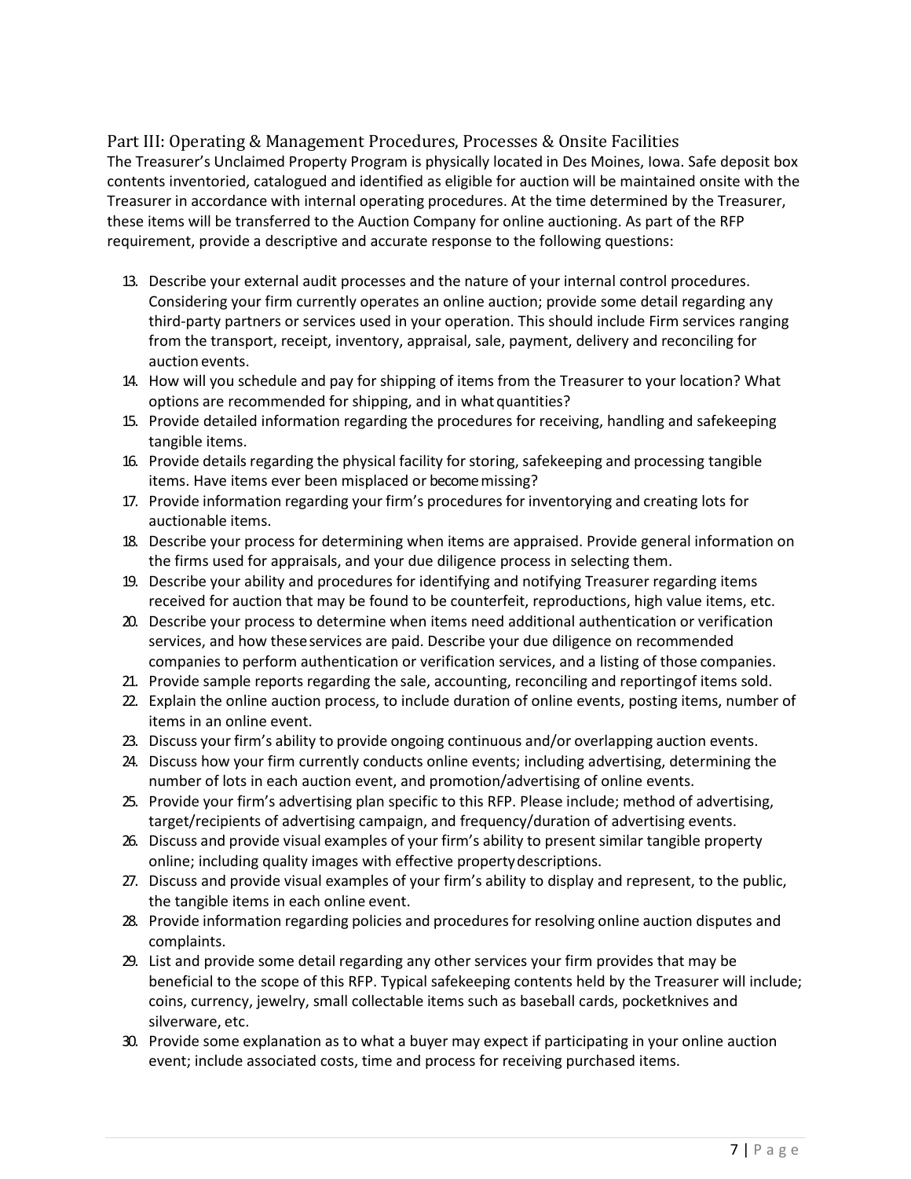## Part III: Operating & Management Procedures, Processes & Onsite Facilities

The Treasurer's Unclaimed Property Program is physically located in Des Moines, Iowa. Safe deposit box contents inventoried, catalogued and identified as eligible for auction will be maintained onsite with the Treasurer in accordance with internal operating procedures. At the time determined by the Treasurer, these items will be transferred to the Auction Company for online auctioning. As part of the RFP requirement, provide a descriptive and accurate response to the following questions:

13. Describe your external audit processes and the nature of your internal control procedures. Considering your firm currently operates an online auction; provide some detail regarding any third-party partners or services used in your operation. This should include Firm services ranging from the transport, receipt, inventory, appraisal, sale, payment, delivery and reconciling for auction events.
14. How will you schedule and pay for shipping of items from the Treasurer to your location? What options are recommended for shipping, and in what quantities?
15. Provide detailed information regarding the procedures for receiving, handling and safekeeping tangible items.
16. Provide details regarding the physical facility for storing, safekeeping and processing tangible items. Have items ever been misplaced or become missing?
17. Provide information regarding your firm's procedures for inventorying and creating lots for auctionable items.
18. Describe your process for determining when items are appraised. Provide general information on the firms used for appraisals, and your due diligence process in selecting them.
19. Describe your ability and procedures for identifying and notifying Treasurer regarding items received for auction that may be found to be counterfeit, reproductions, high value items, etc.
20. Describe your process to determine when items need additional authentication or verification services, and how these services are paid. Describe your due diligence on recommended companies to perform authentication or verification services, and a listing of those companies.
21. Provide sample reports regarding the sale, accounting, reconciling and reporting of items sold.
22. Explain the online auction process, to include duration of online events, posting items, number of items in an online event.
23. Discuss your firm's ability to provide ongoing continuous and/or overlapping auction events.
24. Discuss how your firm currently conducts online events; including advertising, determining the number of lots in each auction event, and promotion/advertising of online events.
25. Provide your firm's advertising plan specific to this RFP. Please include; method of advertising, target/recipients of advertising campaign, and frequency/duration of advertising events.
26. Discuss and provide visual examples of your firm's ability to present similar tangible property online; including quality images with effective property descriptions.
27. Discuss and provide visual examples of your firm's ability to display and represent, to the public, the tangible items in each online event.
28. Provide information regarding policies and procedures for resolving online auction disputes and complaints.
29. List and provide some detail regarding any other services your firm provides that may be beneficial to the scope of this RFP. Typical safekeeping contents held by the Treasurer will include; coins, currency, jewelry, small collectable items such as baseball cards, pocketknives and silverware, etc.
30. Provide some explanation as to what a buyer may expect if participating in your online auction event; include associated costs, time and process for receiving purchased items.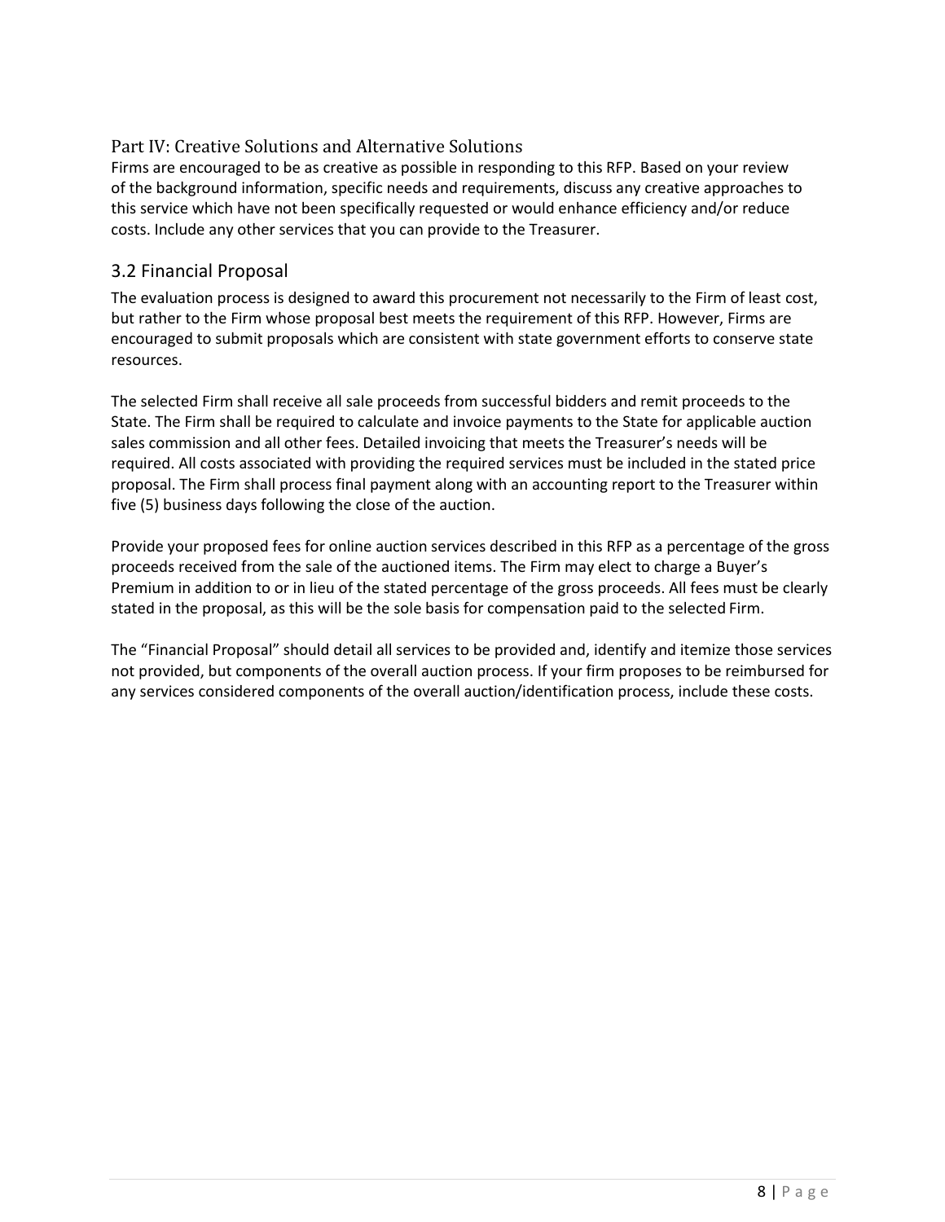### Part IV: Creative Solutions and Alternative Solutions

Firms are encouraged to be as creative as possible in responding to this RFP. Based on your review of the background information, specific needs and requirements, discuss any creative approaches to this service which have not been specifically requested or would enhance efficiency and/or reduce costs. Include any other services that you can provide to the Treasurer.

## 3.2 Financial Proposal

The evaluation process is designed to award this procurement not necessarily to the Firm of least cost, but rather to the Firm whose proposal best meets the requirement of this RFP. However, Firms are encouraged to submit proposals which are consistent with state government efforts to conserve state resources.

The selected Firm shall receive all sale proceeds from successful bidders and remit proceeds to the State. The Firm shall be required to calculate and invoice payments to the State for applicable auction sales commission and all other fees. Detailed invoicing that meets the Treasurer's needs will be required. All costs associated with providing the required services must be included in the stated price proposal. The Firm shall process final payment along with an accounting report to the Treasurer within five (5) business days following the close of the auction.

Provide your proposed fees for online auction services described in this RFP as a percentage of the gross proceeds received from the sale of the auctioned items. The Firm may elect to charge a Buyer's Premium in addition to or in lieu of the stated percentage of the gross proceeds. All fees must be clearly stated in the proposal, as this will be the sole basis for compensation paid to the selected Firm.

The "Financial Proposal" should detail all services to be provided and, identify and itemize those services not provided, but components of the overall auction process. If your firm proposes to be reimbursed for any services considered components of the overall auction/identification process, include these costs.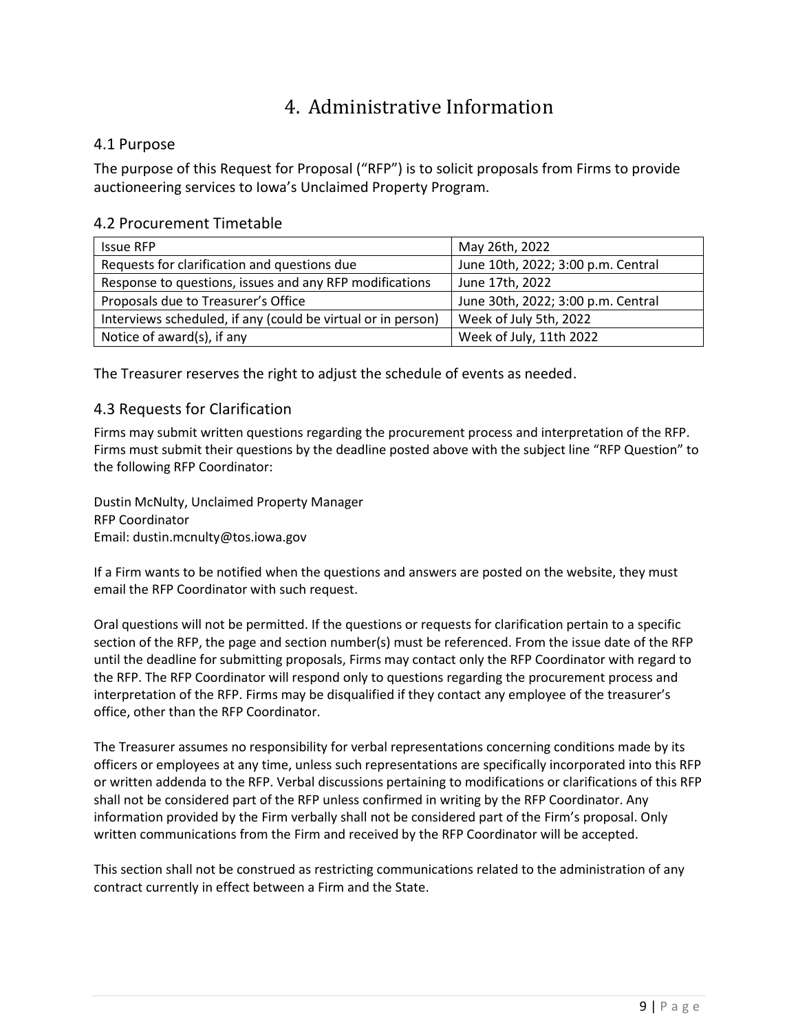# 4. Administrative Information

## 4.1 Purpose

The purpose of this Request for Proposal ("RFP") is to solicit proposals from Firms to provide auctioneering services to Iowa's Unclaimed Property Program.

## 4.2 Procurement Timetable

| Issue RFP | May 26th, 2022 |
|---|---|
| Requests for clarification and questions due | June 10th, 2022; 3:00 p.m. Central |
| Response to questions, issues and any RFP modifications | June 17th, 2022 |
| Proposals due to Treasurer's Office | June 30th, 2022; 3:00 p.m. Central |
| Interviews scheduled, if any (could be virtual or in person) | Week of July 5th, 2022 |
| Notice of award(s), if any | Week of July, 11th 2022 |

The Treasurer reserves the right to adjust the schedule of events as needed.

## 4.3 Requests for Clarification

Firms may submit written questions regarding the procurement process and interpretation of the RFP. Firms must submit their questions by the deadline posted above with the subject line "RFP Question" to the following RFP Coordinator:

Dustin McNulty, Unclaimed Property Manager
RFP Coordinator
Email: dustin.mcnulty@tos.iowa.gov

If a Firm wants to be notified when the questions and answers are posted on the website, they must email the RFP Coordinator with such request.

Oral questions will not be permitted. If the questions or requests for clarification pertain to a specific section of the RFP, the page and section number(s) must be referenced. From the issue date of the RFP until the deadline for submitting proposals, Firms may contact only the RFP Coordinator with regard to the RFP. The RFP Coordinator will respond only to questions regarding the procurement process and interpretation of the RFP. Firms may be disqualified if they contact any employee of the treasurer's office, other than the RFP Coordinator.

The Treasurer assumes no responsibility for verbal representations concerning conditions made by its officers or employees at any time, unless such representations are specifically incorporated into this RFP or written addenda to the RFP. Verbal discussions pertaining to modifications or clarifications of this RFP shall not be considered part of the RFP unless confirmed in writing by the RFP Coordinator. Any information provided by the Firm verbally shall not be considered part of the Firm's proposal. Only written communications from the Firm and received by the RFP Coordinator will be accepted.

This section shall not be construed as restricting communications related to the administration of any contract currently in effect between a Firm and the State.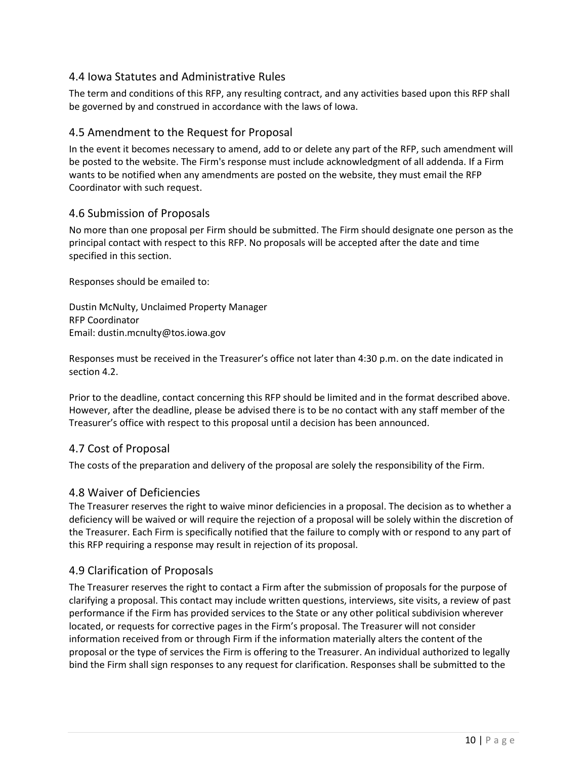## 4.4 Iowa Statutes and Administrative Rules

The term and conditions of this RFP, any resulting contract, and any activities based upon this RFP shall be governed by and construed in accordance with the laws of Iowa.

## 4.5 Amendment to the Request for Proposal

In the event it becomes necessary to amend, add to or delete any part of the RFP, such amendment will be posted to the website. The Firm's response must include acknowledgment of all addenda. If a Firm wants to be notified when any amendments are posted on the website, they must email the RFP Coordinator with such request.

## 4.6 Submission of Proposals

No more than one proposal per Firm should be submitted. The Firm should designate one person as the principal contact with respect to this RFP. No proposals will be accepted after the date and time specified in this section.

Responses should be emailed to:

Dustin McNulty, Unclaimed Property Manager
RFP Coordinator
Email: dustin.mcnulty@tos.iowa.gov

Responses must be received in the Treasurer's office not later than 4:30 p.m. on the date indicated in section 4.2.

Prior to the deadline, contact concerning this RFP should be limited and in the format described above. However, after the deadline, please be advised there is to be no contact with any staff member of the Treasurer's office with respect to this proposal until a decision has been announced.

## 4.7 Cost of Proposal

The costs of the preparation and delivery of the proposal are solely the responsibility of the Firm.

## 4.8 Waiver of Deficiencies

The Treasurer reserves the right to waive minor deficiencies in a proposal. The decision as to whether a deficiency will be waived or will require the rejection of a proposal will be solely within the discretion of the Treasurer. Each Firm is specifically notified that the failure to comply with or respond to any part of this RFP requiring a response may result in rejection of its proposal.

## 4.9 Clarification of Proposals

The Treasurer reserves the right to contact a Firm after the submission of proposals for the purpose of clarifying a proposal. This contact may include written questions, interviews, site visits, a review of past performance if the Firm has provided services to the State or any other political subdivision wherever located, or requests for corrective pages in the Firm's proposal. The Treasurer will not consider information received from or through Firm if the information materially alters the content of the proposal or the type of services the Firm is offering to the Treasurer. An individual authorized to legally bind the Firm shall sign responses to any request for clarification. Responses shall be submitted to the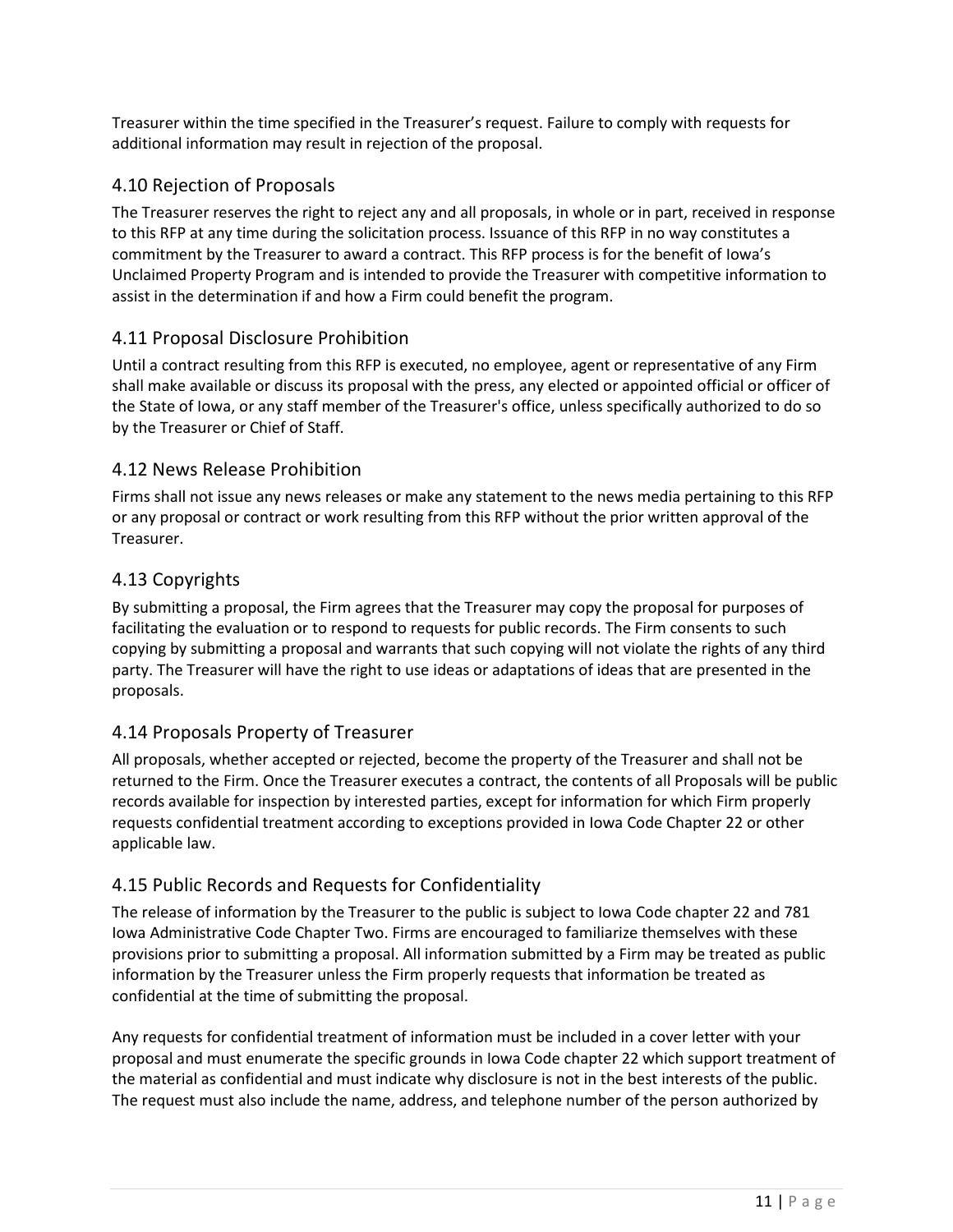Treasurer within the time specified in the Treasurer's request. Failure to comply with requests for additional information may result in rejection of the proposal.

## 4.10 Rejection of Proposals

The Treasurer reserves the right to reject any and all proposals, in whole or in part, received in response to this RFP at any time during the solicitation process. Issuance of this RFP in no way constitutes a commitment by the Treasurer to award a contract. This RFP process is for the benefit of Iowa's Unclaimed Property Program and is intended to provide the Treasurer with competitive information to assist in the determination if and how a Firm could benefit the program.

## 4.11 Proposal Disclosure Prohibition

Until a contract resulting from this RFP is executed, no employee, agent or representative of any Firm shall make available or discuss its proposal with the press, any elected or appointed official or officer of the State of Iowa, or any staff member of the Treasurer's office, unless specifically authorized to do so by the Treasurer or Chief of Staff.

## 4.12 News Release Prohibition

Firms shall not issue any news releases or make any statement to the news media pertaining to this RFP or any proposal or contract or work resulting from this RFP without the prior written approval of the Treasurer.

## 4.13 Copyrights

By submitting a proposal, the Firm agrees that the Treasurer may copy the proposal for purposes of facilitating the evaluation or to respond to requests for public records. The Firm consents to such copying by submitting a proposal and warrants that such copying will not violate the rights of any third party. The Treasurer will have the right to use ideas or adaptations of ideas that are presented in the proposals.

## 4.14 Proposals Property of Treasurer

All proposals, whether accepted or rejected, become the property of the Treasurer and shall not be returned to the Firm. Once the Treasurer executes a contract, the contents of all Proposals will be public records available for inspection by interested parties, except for information for which Firm properly requests confidential treatment according to exceptions provided in Iowa Code Chapter 22 or other applicable law.

## 4.15 Public Records and Requests for Confidentiality

The release of information by the Treasurer to the public is subject to Iowa Code chapter 22 and 781 Iowa Administrative Code Chapter Two. Firms are encouraged to familiarize themselves with these provisions prior to submitting a proposal. All information submitted by a Firm may be treated as public information by the Treasurer unless the Firm properly requests that information be treated as confidential at the time of submitting the proposal.

Any requests for confidential treatment of information must be included in a cover letter with your proposal and must enumerate the specific grounds in Iowa Code chapter 22 which support treatment of the material as confidential and must indicate why disclosure is not in the best interests of the public. The request must also include the name, address, and telephone number of the person authorized by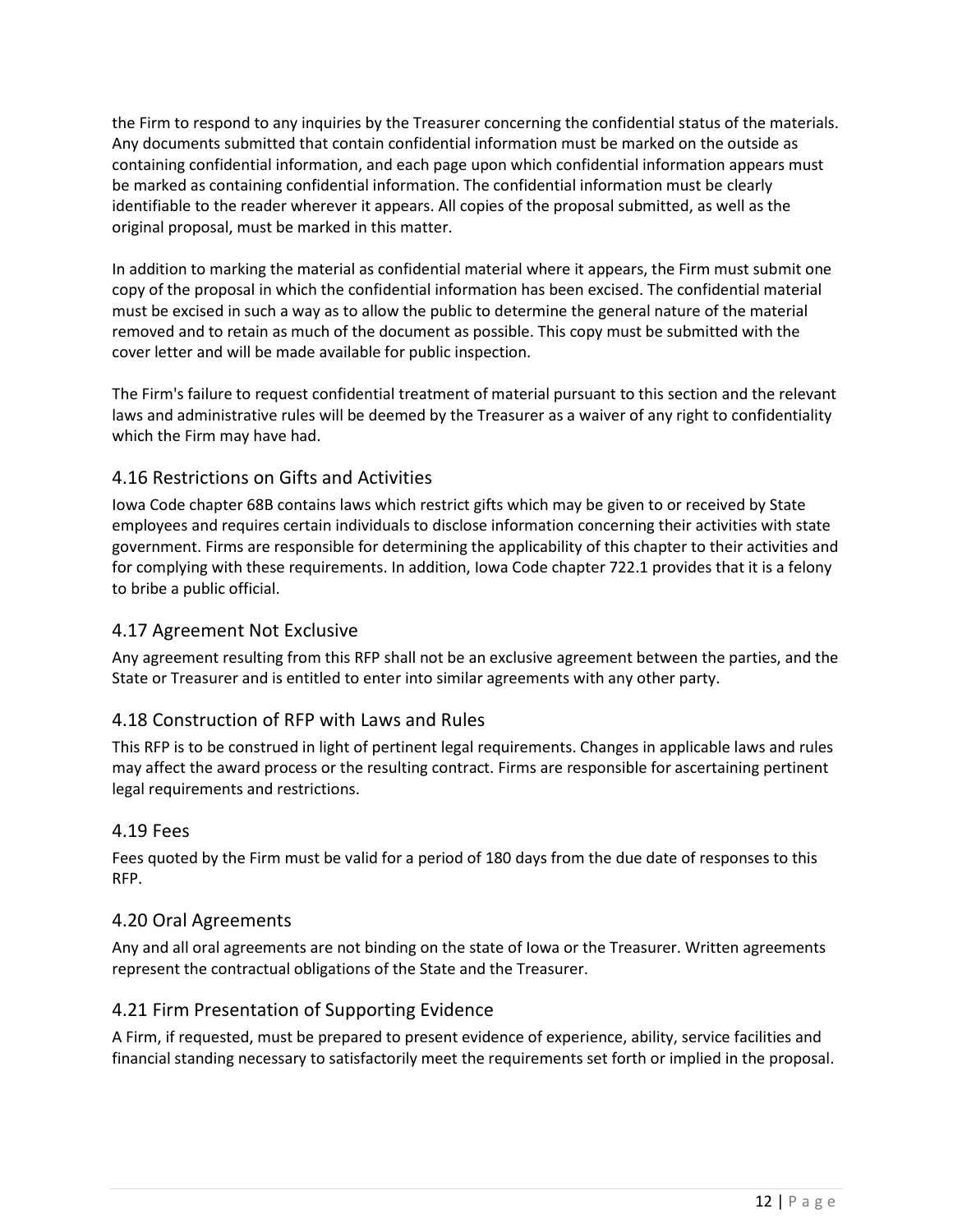the Firm to respond to any inquiries by the Treasurer concerning the confidential status of the materials. Any documents submitted that contain confidential information must be marked on the outside as containing confidential information, and each page upon which confidential information appears must be marked as containing confidential information. The confidential information must be clearly identifiable to the reader wherever it appears. All copies of the proposal submitted, as well as the original proposal, must be marked in this matter.

In addition to marking the material as confidential material where it appears, the Firm must submit one copy of the proposal in which the confidential information has been excised. The confidential material must be excised in such a way as to allow the public to determine the general nature of the material removed and to retain as much of the document as possible. This copy must be submitted with the cover letter and will be made available for public inspection.

The Firm's failure to request confidential treatment of material pursuant to this section and the relevant laws and administrative rules will be deemed by the Treasurer as a waiver of any right to confidentiality which the Firm may have had.

## 4.16 Restrictions on Gifts and Activities

Iowa Code chapter 68B contains laws which restrict gifts which may be given to or received by State employees and requires certain individuals to disclose information concerning their activities with state government. Firms are responsible for determining the applicability of this chapter to their activities and for complying with these requirements. In addition, Iowa Code chapter 722.1 provides that it is a felony to bribe a public official.

## 4.17 Agreement Not Exclusive

Any agreement resulting from this RFP shall not be an exclusive agreement between the parties, and the State or Treasurer and is entitled to enter into similar agreements with any other party.

## 4.18 Construction of RFP with Laws and Rules

This RFP is to be construed in light of pertinent legal requirements. Changes in applicable laws and rules may affect the award process or the resulting contract. Firms are responsible for ascertaining pertinent legal requirements and restrictions.

## 4.19 Fees

Fees quoted by the Firm must be valid for a period of 180 days from the due date of responses to this RFP.

## 4.20 Oral Agreements

Any and all oral agreements are not binding on the state of Iowa or the Treasurer. Written agreements represent the contractual obligations of the State and the Treasurer.

## 4.21 Firm Presentation of Supporting Evidence

A Firm, if requested, must be prepared to present evidence of experience, ability, service facilities and financial standing necessary to satisfactorily meet the requirements set forth or implied in the proposal.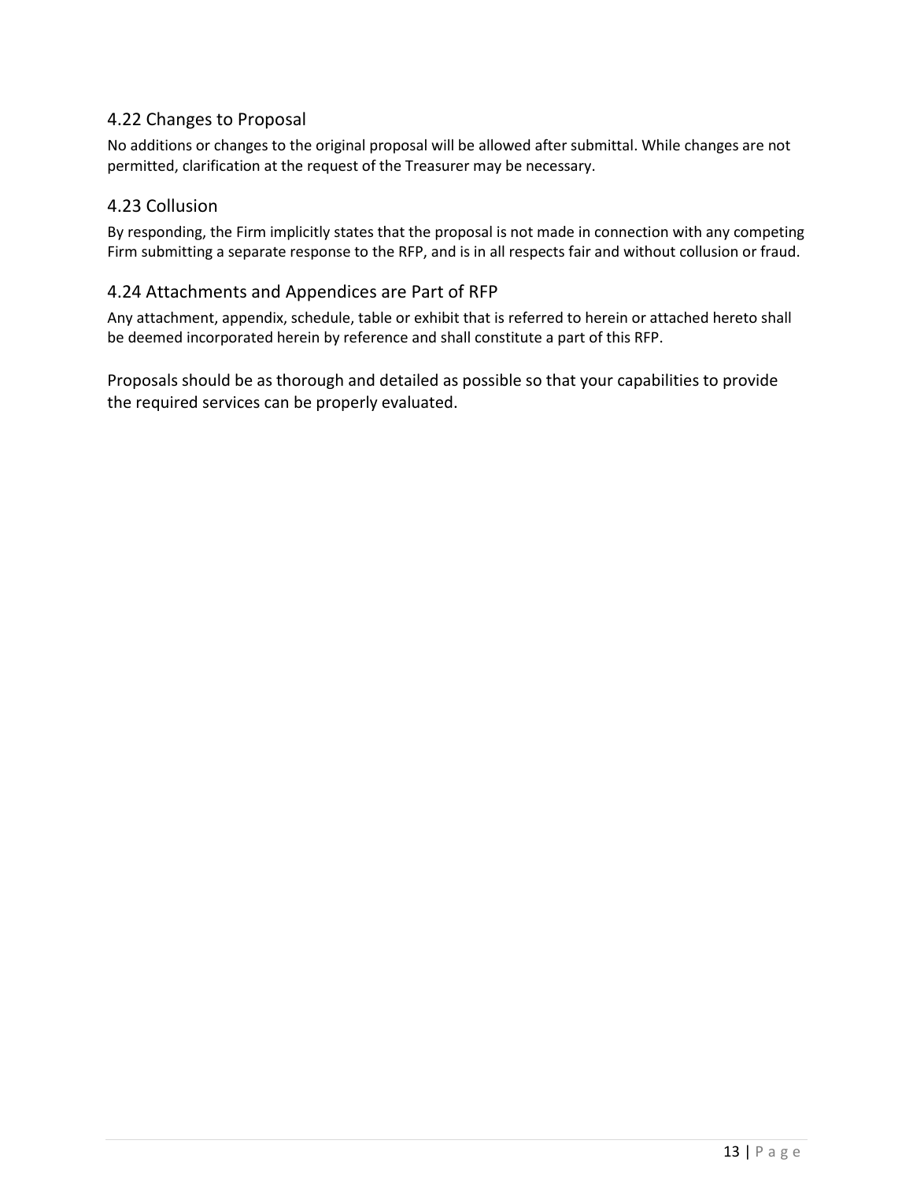### 4.22 Changes to Proposal

No additions or changes to the original proposal will be allowed after submittal. While changes are not permitted, clarification at the request of the Treasurer may be necessary.

### 4.23 Collusion

By responding, the Firm implicitly states that the proposal is not made in connection with any competing Firm submitting a separate response to the RFP, and is in all respects fair and without collusion or fraud.

### 4.24 Attachments and Appendices are Part of RFP

Any attachment, appendix, schedule, table or exhibit that is referred to herein or attached hereto shall be deemed incorporated herein by reference and shall constitute a part of this RFP.

Proposals should be as thorough and detailed as possible so that your capabilities to provide the required services can be properly evaluated.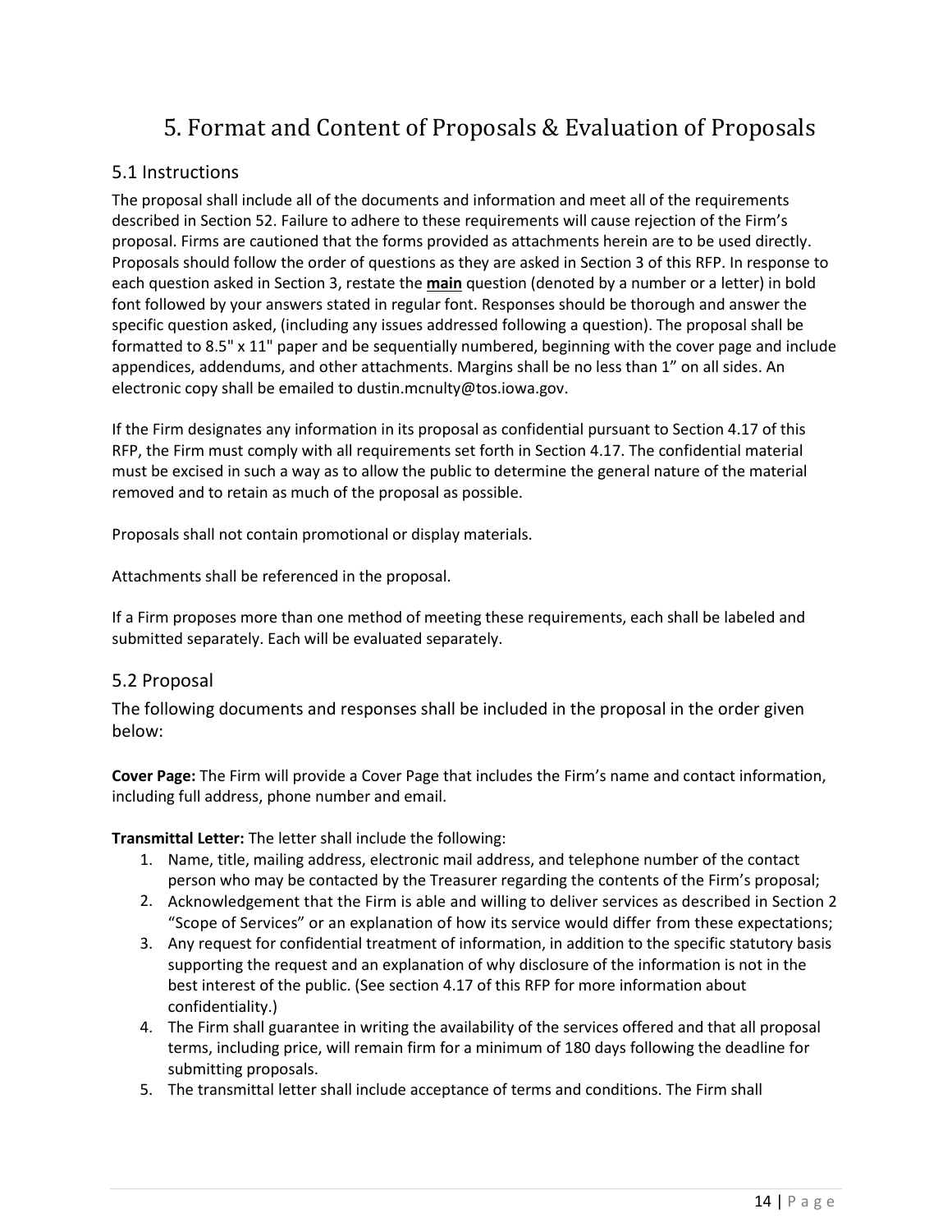# 5. Format and Content of Proposals & Evaluation of Proposals

## 5.1 Instructions

The proposal shall include all of the documents and information and meet all of the requirements described in Section 52. Failure to adhere to these requirements will cause rejection of the Firm's proposal. Firms are cautioned that the forms provided as attachments herein are to be used directly. Proposals should follow the order of questions as they are asked in Section 3 of this RFP. In response to each question asked in Section 3, restate the **main** question (denoted by a number or a letter) in bold font followed by your answers stated in regular font. Responses should be thorough and answer the specific question asked, (including any issues addressed following a question). The proposal shall be formatted to 8.5" x 11" paper and be sequentially numbered, beginning with the cover page and include appendices, addendums, and other attachments. Margins shall be no less than 1" on all sides. An electronic copy shall be emailed to dustin.mcnulty@tos.iowa.gov.

If the Firm designates any information in its proposal as confidential pursuant to Section 4.17 of this RFP, the Firm must comply with all requirements set forth in Section 4.17. The confidential material must be excised in such a way as to allow the public to determine the general nature of the material removed and to retain as much of the proposal as possible.

Proposals shall not contain promotional or display materials.

Attachments shall be referenced in the proposal.

If a Firm proposes more than one method of meeting these requirements, each shall be labeled and submitted separately. Each will be evaluated separately.

## 5.2 Proposal

The following documents and responses shall be included in the proposal in the order given below:

**Cover Page:** The Firm will provide a Cover Page that includes the Firm's name and contact information, including full address, phone number and email.

**Transmittal Letter:** The letter shall include the following:

1. Name, title, mailing address, electronic mail address, and telephone number of the contact person who may be contacted by the Treasurer regarding the contents of the Firm's proposal;
2. Acknowledgement that the Firm is able and willing to deliver services as described in Section 2 "Scope of Services" or an explanation of how its service would differ from these expectations;
3. Any request for confidential treatment of information, in addition to the specific statutory basis supporting the request and an explanation of why disclosure of the information is not in the best interest of the public. (See section 4.17 of this RFP for more information about confidentiality.)
4. The Firm shall guarantee in writing the availability of the services offered and that all proposal terms, including price, will remain firm for a minimum of 180 days following the deadline for submitting proposals.
5. The transmittal letter shall include acceptance of terms and conditions. The Firm shall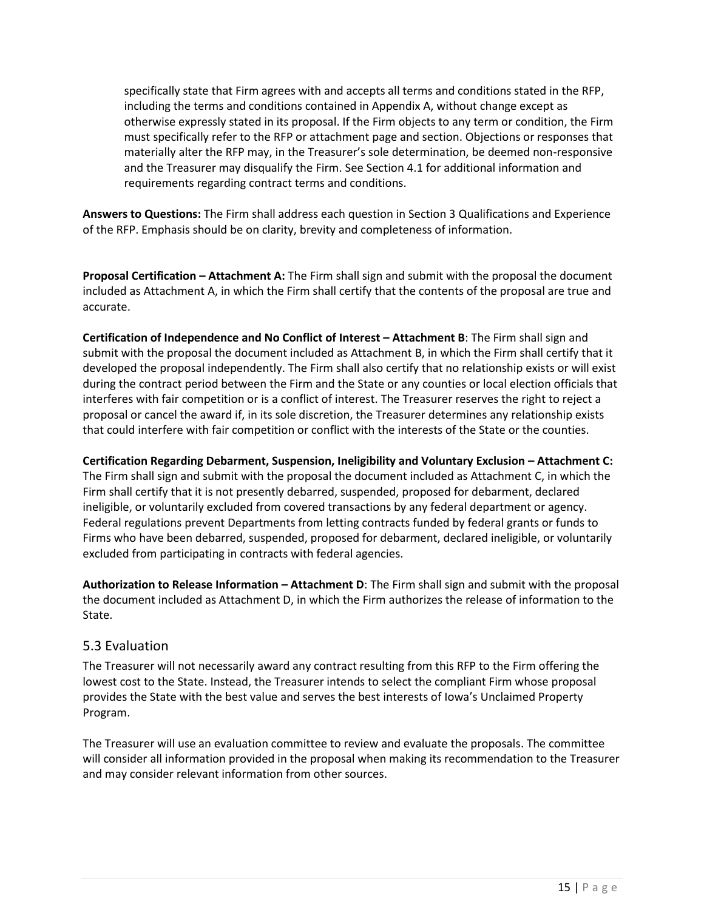specifically state that Firm agrees with and accepts all terms and conditions stated in the RFP, including the terms and conditions contained in Appendix A, without change except as otherwise expressly stated in its proposal. If the Firm objects to any term or condition, the Firm must specifically refer to the RFP or attachment page and section. Objections or responses that materially alter the RFP may, in the Treasurer's sole determination, be deemed non-responsive and the Treasurer may disqualify the Firm. See Section 4.1 for additional information and requirements regarding contract terms and conditions.

**Answers to Questions:** The Firm shall address each question in Section 3 Qualifications and Experience of the RFP. Emphasis should be on clarity, brevity and completeness of information.

**Proposal Certification – Attachment A:** The Firm shall sign and submit with the proposal the document included as Attachment A, in which the Firm shall certify that the contents of the proposal are true and accurate.

**Certification of Independence and No Conflict of Interest – Attachment B**: The Firm shall sign and submit with the proposal the document included as Attachment B, in which the Firm shall certify that it developed the proposal independently. The Firm shall also certify that no relationship exists or will exist during the contract period between the Firm and the State or any counties or local election officials that interferes with fair competition or is a conflict of interest. The Treasurer reserves the right to reject a proposal or cancel the award if, in its sole discretion, the Treasurer determines any relationship exists that could interfere with fair competition or conflict with the interests of the State or the counties.

**Certification Regarding Debarment, Suspension, Ineligibility and Voluntary Exclusion – Attachment C:** The Firm shall sign and submit with the proposal the document included as Attachment C, in which the Firm shall certify that it is not presently debarred, suspended, proposed for debarment, declared ineligible, or voluntarily excluded from covered transactions by any federal department or agency. Federal regulations prevent Departments from letting contracts funded by federal grants or funds to Firms who have been debarred, suspended, proposed for debarment, declared ineligible, or voluntarily excluded from participating in contracts with federal agencies.

**Authorization to Release Information – Attachment D**: The Firm shall sign and submit with the proposal the document included as Attachment D, in which the Firm authorizes the release of information to the State.

## 5.3 Evaluation

The Treasurer will not necessarily award any contract resulting from this RFP to the Firm offering the lowest cost to the State. Instead, the Treasurer intends to select the compliant Firm whose proposal provides the State with the best value and serves the best interests of Iowa's Unclaimed Property Program.

The Treasurer will use an evaluation committee to review and evaluate the proposals. The committee will consider all information provided in the proposal when making its recommendation to the Treasurer and may consider relevant information from other sources.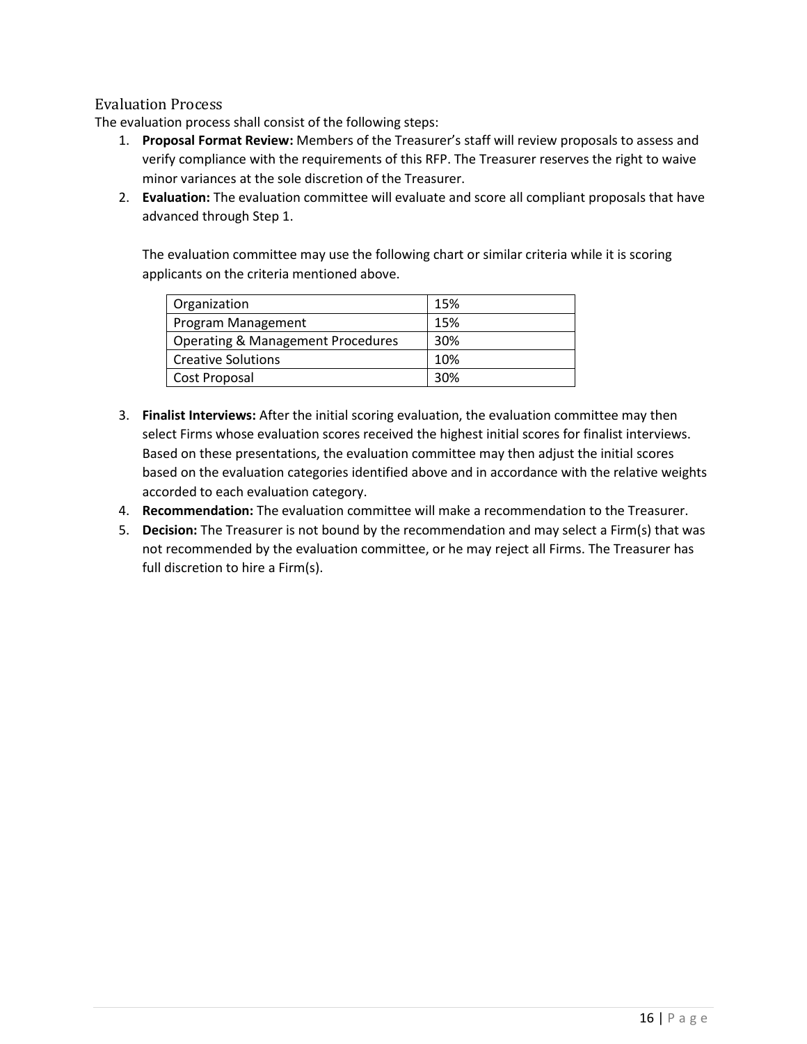## Evaluation Process

The evaluation process shall consist of the following steps:

1. **Proposal Format Review:** Members of the Treasurer's staff will review proposals to assess and verify compliance with the requirements of this RFP. The Treasurer reserves the right to waive minor variances at the sole discretion of the Treasurer.
2. **Evaluation:** The evaluation committee will evaluate and score all compliant proposals that have advanced through Step 1.

   The evaluation committee may use the following chart or similar criteria while it is scoring applicants on the criteria mentioned above.

   | Criteria | Weight |
   |---|---|
   | Organization | 15% |
   | Program Management | 15% |
   | Operating & Management Procedures | 30% |
   | Creative Solutions | 10% |
   | Cost Proposal | 30% |

3. **Finalist Interviews:** After the initial scoring evaluation, the evaluation committee may then select Firms whose evaluation scores received the highest initial scores for finalist interviews. Based on these presentations, the evaluation committee may then adjust the initial scores based on the evaluation categories identified above and in accordance with the relative weights accorded to each evaluation category.
4. **Recommendation:** The evaluation committee will make a recommendation to the Treasurer.
5. **Decision:** The Treasurer is not bound by the recommendation and may select a Firm(s) that was not recommended by the evaluation committee, or he may reject all Firms. The Treasurer has full discretion to hire a Firm(s).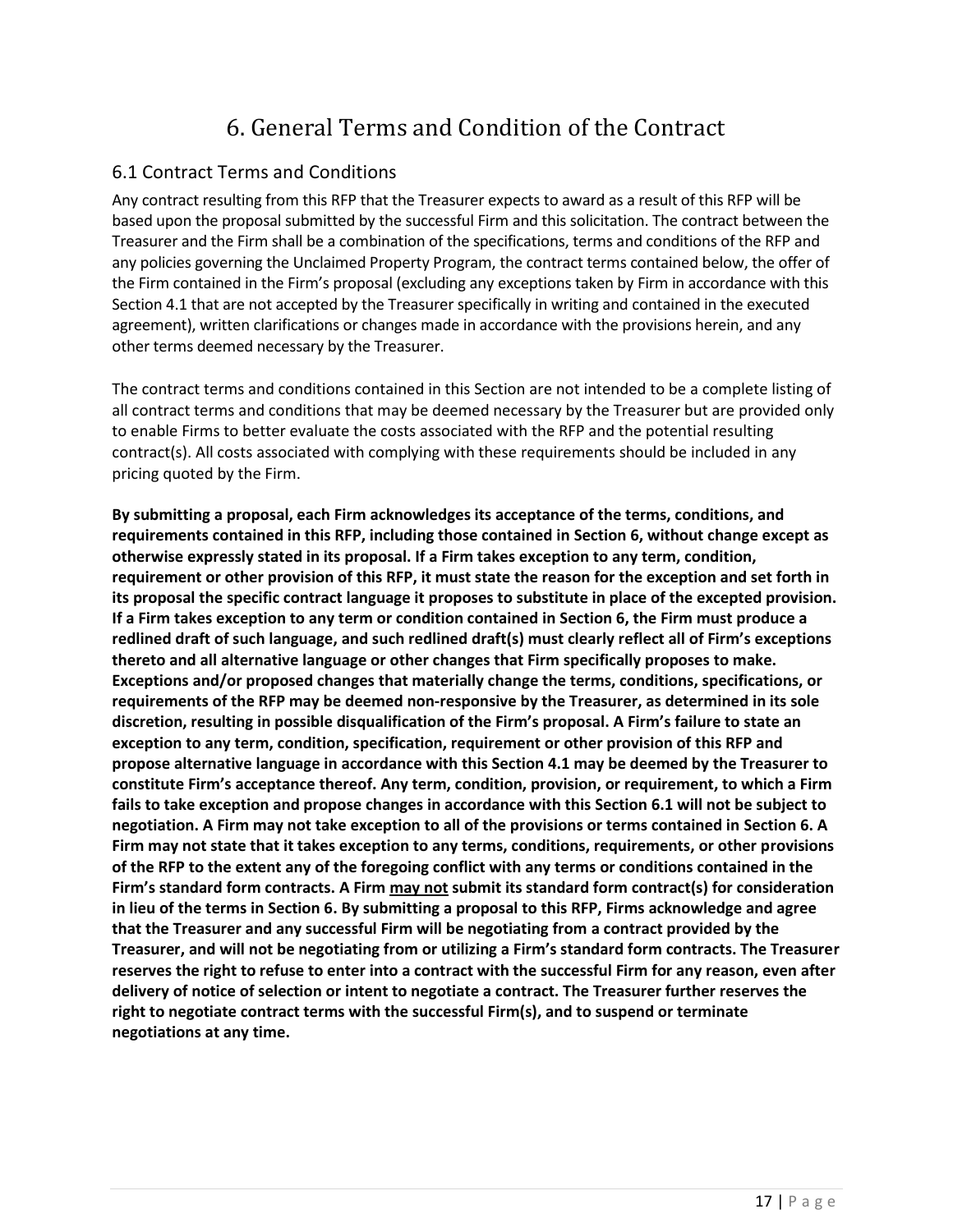# 6. General Terms and Condition of the Contract

## 6.1 Contract Terms and Conditions

Any contract resulting from this RFP that the Treasurer expects to award as a result of this RFP will be based upon the proposal submitted by the successful Firm and this solicitation. The contract between the Treasurer and the Firm shall be a combination of the specifications, terms and conditions of the RFP and any policies governing the Unclaimed Property Program, the contract terms contained below, the offer of the Firm contained in the Firm's proposal (excluding any exceptions taken by Firm in accordance with this Section 4.1 that are not accepted by the Treasurer specifically in writing and contained in the executed agreement), written clarifications or changes made in accordance with the provisions herein, and any other terms deemed necessary by the Treasurer.

The contract terms and conditions contained in this Section are not intended to be a complete listing of all contract terms and conditions that may be deemed necessary by the Treasurer but are provided only to enable Firms to better evaluate the costs associated with the RFP and the potential resulting contract(s). All costs associated with complying with these requirements should be included in any pricing quoted by the Firm.

**By submitting a proposal, each Firm acknowledges its acceptance of the terms, conditions, and requirements contained in this RFP, including those contained in Section 6, without change except as otherwise expressly stated in its proposal. If a Firm takes exception to any term, condition, requirement or other provision of this RFP, it must state the reason for the exception and set forth in its proposal the specific contract language it proposes to substitute in place of the excepted provision. If a Firm takes exception to any term or condition contained in Section 6, the Firm must produce a redlined draft of such language, and such redlined draft(s) must clearly reflect all of Firm's exceptions thereto and all alternative language or other changes that Firm specifically proposes to make. Exceptions and/or proposed changes that materially change the terms, conditions, specifications, or requirements of the RFP may be deemed non-responsive by the Treasurer, as determined in its sole discretion, resulting in possible disqualification of the Firm's proposal. A Firm's failure to state an exception to any term, condition, specification, requirement or other provision of this RFP and propose alternative language in accordance with this Section 4.1 may be deemed by the Treasurer to constitute Firm's acceptance thereof. Any term, condition, provision, or requirement, to which a Firm fails to take exception and propose changes in accordance with this Section 6.1 will not be subject to negotiation. A Firm may not take exception to all of the provisions or terms contained in Section 6. A Firm may not state that it takes exception to any terms, conditions, requirements, or other provisions of the RFP to the extent any of the foregoing conflict with any terms or conditions contained in the Firm's standard form contracts. A Firm <u>may not</u> submit its standard form contract(s) for consideration in lieu of the terms in Section 6. By submitting a proposal to this RFP, Firms acknowledge and agree that the Treasurer and any successful Firm will be negotiating from a contract provided by the Treasurer, and will not be negotiating from or utilizing a Firm's standard form contracts. The Treasurer reserves the right to refuse to enter into a contract with the successful Firm for any reason, even after delivery of notice of selection or intent to negotiate a contract. The Treasurer further reserves the right to negotiate contract terms with the successful Firm(s), and to suspend or terminate negotiations at any time.**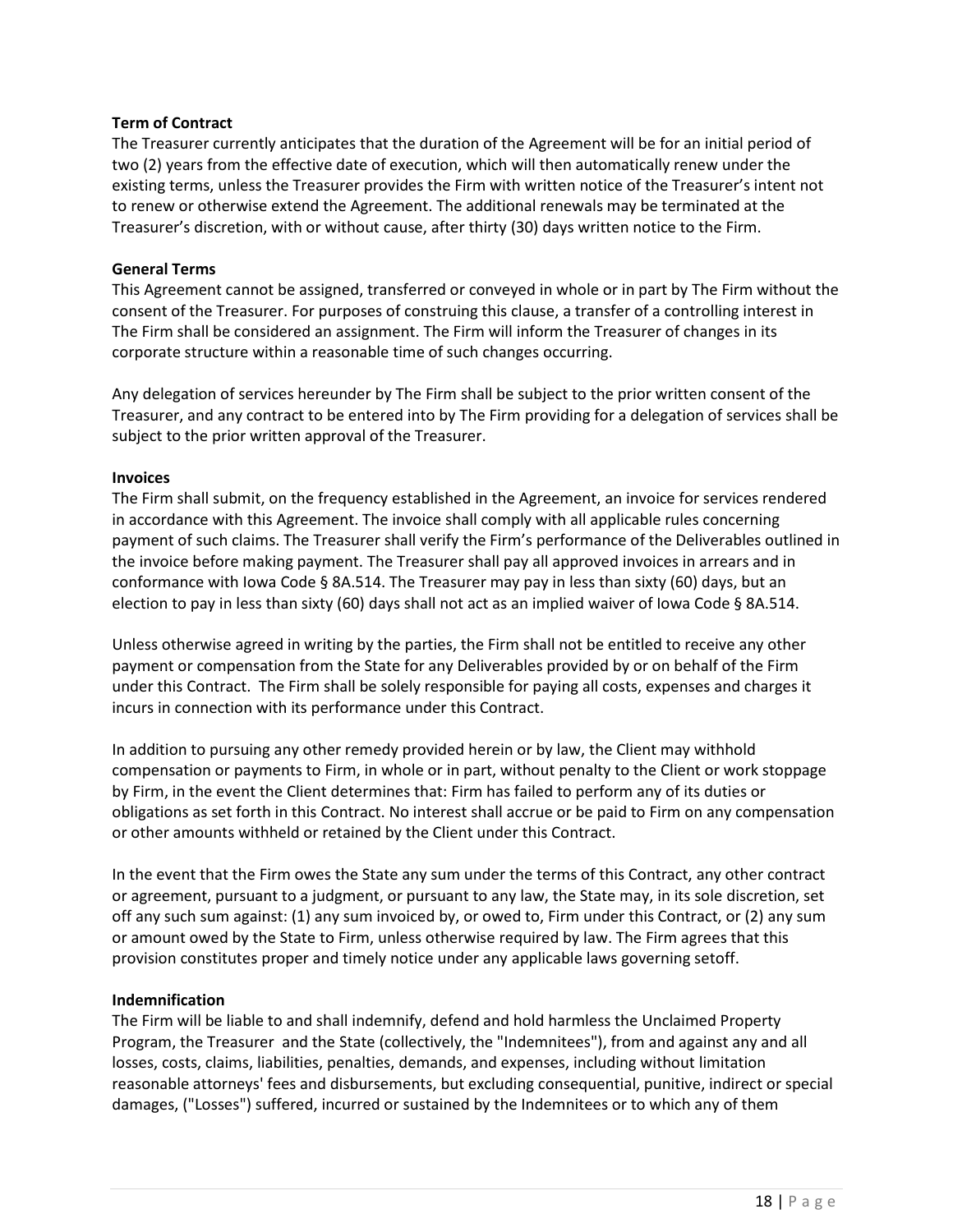**Term of Contract**

The Treasurer currently anticipates that the duration of the Agreement will be for an initial period of two (2) years from the effective date of execution, which will then automatically renew under the existing terms, unless the Treasurer provides the Firm with written notice of the Treasurer's intent not to renew or otherwise extend the Agreement. The additional renewals may be terminated at the Treasurer's discretion, with or without cause, after thirty (30) days written notice to the Firm.

**General Terms**

This Agreement cannot be assigned, transferred or conveyed in whole or in part by The Firm without the consent of the Treasurer. For purposes of construing this clause, a transfer of a controlling interest in The Firm shall be considered an assignment. The Firm will inform the Treasurer of changes in its corporate structure within a reasonable time of such changes occurring.

Any delegation of services hereunder by The Firm shall be subject to the prior written consent of the Treasurer, and any contract to be entered into by The Firm providing for a delegation of services shall be subject to the prior written approval of the Treasurer.

**Invoices**

The Firm shall submit, on the frequency established in the Agreement, an invoice for services rendered in accordance with this Agreement. The invoice shall comply with all applicable rules concerning payment of such claims. The Treasurer shall verify the Firm's performance of the Deliverables outlined in the invoice before making payment. The Treasurer shall pay all approved invoices in arrears and in conformance with Iowa Code § 8A.514. The Treasurer may pay in less than sixty (60) days, but an election to pay in less than sixty (60) days shall not act as an implied waiver of Iowa Code § 8A.514.

Unless otherwise agreed in writing by the parties, the Firm shall not be entitled to receive any other payment or compensation from the State for any Deliverables provided by or on behalf of the Firm under this Contract. The Firm shall be solely responsible for paying all costs, expenses and charges it incurs in connection with its performance under this Contract.

In addition to pursuing any other remedy provided herein or by law, the Client may withhold compensation or payments to Firm, in whole or in part, without penalty to the Client or work stoppage by Firm, in the event the Client determines that: Firm has failed to perform any of its duties or obligations as set forth in this Contract. No interest shall accrue or be paid to Firm on any compensation or other amounts withheld or retained by the Client under this Contract.

In the event that the Firm owes the State any sum under the terms of this Contract, any other contract or agreement, pursuant to a judgment, or pursuant to any law, the State may, in its sole discretion, set off any such sum against: (1) any sum invoiced by, or owed to, Firm under this Contract, or (2) any sum or amount owed by the State to Firm, unless otherwise required by law. The Firm agrees that this provision constitutes proper and timely notice under any applicable laws governing setoff.

**Indemnification**

The Firm will be liable to and shall indemnify, defend and hold harmless the Unclaimed Property Program, the Treasurer and the State (collectively, the "Indemnitees"), from and against any and all losses, costs, claims, liabilities, penalties, demands, and expenses, including without limitation reasonable attorneys' fees and disbursements, but excluding consequential, punitive, indirect or special damages, ("Losses") suffered, incurred or sustained by the Indemnitees or to which any of them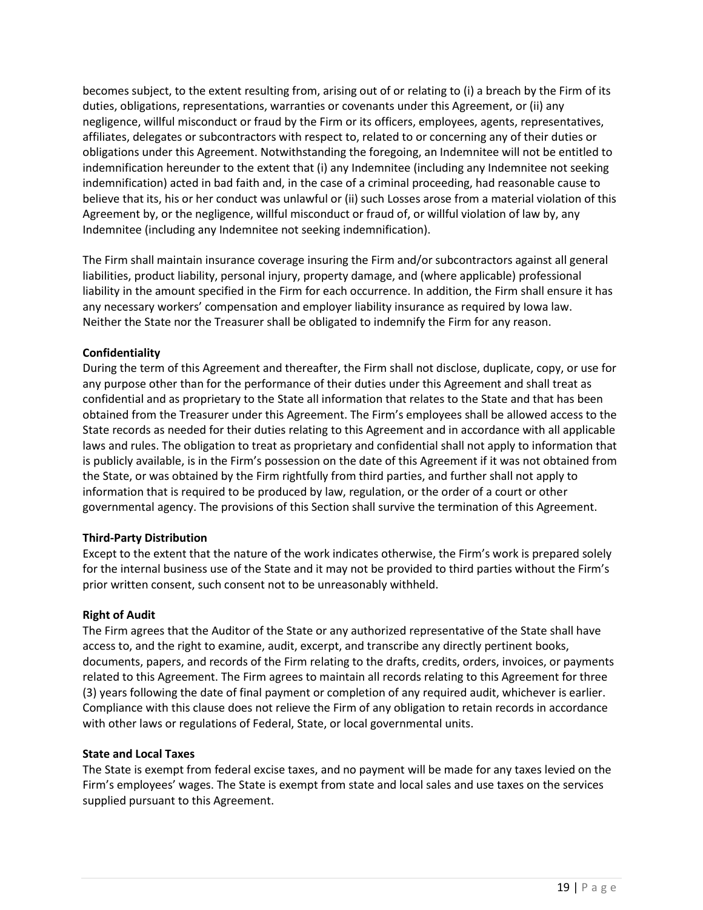becomes subject, to the extent resulting from, arising out of or relating to (i) a breach by the Firm of its duties, obligations, representations, warranties or covenants under this Agreement, or (ii) any negligence, willful misconduct or fraud by the Firm or its officers, employees, agents, representatives, affiliates, delegates or subcontractors with respect to, related to or concerning any of their duties or obligations under this Agreement. Notwithstanding the foregoing, an Indemnitee will not be entitled to indemnification hereunder to the extent that (i) any Indemnitee (including any Indemnitee not seeking indemnification) acted in bad faith and, in the case of a criminal proceeding, had reasonable cause to believe that its, his or her conduct was unlawful or (ii) such Losses arose from a material violation of this Agreement by, or the negligence, willful misconduct or fraud of, or willful violation of law by, any Indemnitee (including any Indemnitee not seeking indemnification).

The Firm shall maintain insurance coverage insuring the Firm and/or subcontractors against all general liabilities, product liability, personal injury, property damage, and (where applicable) professional liability in the amount specified in the Firm for each occurrence. In addition, the Firm shall ensure it has any necessary workers' compensation and employer liability insurance as required by Iowa law. Neither the State nor the Treasurer shall be obligated to indemnify the Firm for any reason.

**Confidentiality**

During the term of this Agreement and thereafter, the Firm shall not disclose, duplicate, copy, or use for any purpose other than for the performance of their duties under this Agreement and shall treat as confidential and as proprietary to the State all information that relates to the State and that has been obtained from the Treasurer under this Agreement. The Firm's employees shall be allowed access to the State records as needed for their duties relating to this Agreement and in accordance with all applicable laws and rules. The obligation to treat as proprietary and confidential shall not apply to information that is publicly available, is in the Firm's possession on the date of this Agreement if it was not obtained from the State, or was obtained by the Firm rightfully from third parties, and further shall not apply to information that is required to be produced by law, regulation, or the order of a court or other governmental agency. The provisions of this Section shall survive the termination of this Agreement.

**Third-Party Distribution**

Except to the extent that the nature of the work indicates otherwise, the Firm's work is prepared solely for the internal business use of the State and it may not be provided to third parties without the Firm's prior written consent, such consent not to be unreasonably withheld.

**Right of Audit**

The Firm agrees that the Auditor of the State or any authorized representative of the State shall have access to, and the right to examine, audit, excerpt, and transcribe any directly pertinent books, documents, papers, and records of the Firm relating to the drafts, credits, orders, invoices, or payments related to this Agreement. The Firm agrees to maintain all records relating to this Agreement for three (3) years following the date of final payment or completion of any required audit, whichever is earlier. Compliance with this clause does not relieve the Firm of any obligation to retain records in accordance with other laws or regulations of Federal, State, or local governmental units.

**State and Local Taxes**

The State is exempt from federal excise taxes, and no payment will be made for any taxes levied on the Firm's employees' wages. The State is exempt from state and local sales and use taxes on the services supplied pursuant to this Agreement.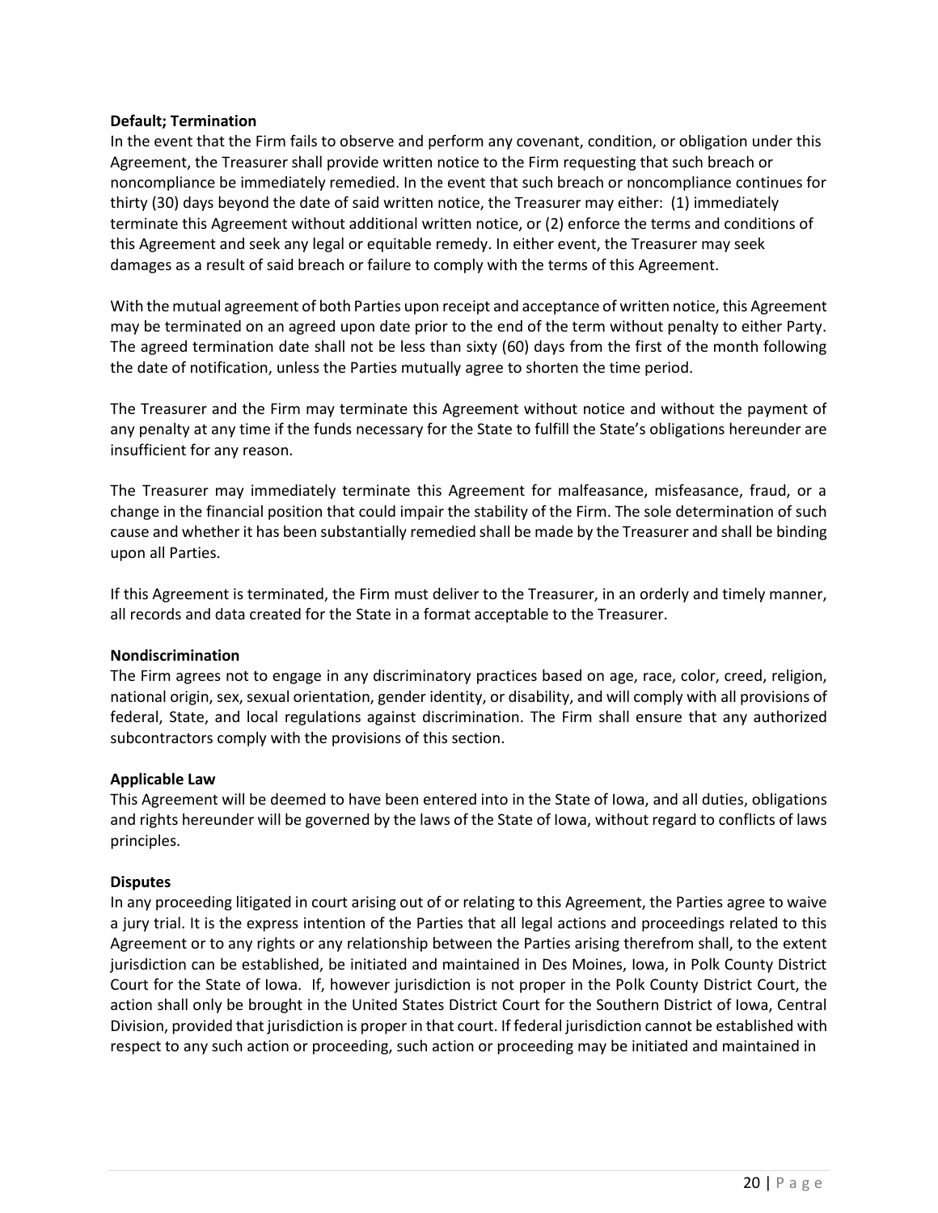**Default; Termination**

In the event that the Firm fails to observe and perform any covenant, condition, or obligation under this Agreement, the Treasurer shall provide written notice to the Firm requesting that such breach or noncompliance be immediately remedied. In the event that such breach or noncompliance continues for thirty (30) days beyond the date of said written notice, the Treasurer may either: (1) immediately terminate this Agreement without additional written notice, or (2) enforce the terms and conditions of this Agreement and seek any legal or equitable remedy. In either event, the Treasurer may seek damages as a result of said breach or failure to comply with the terms of this Agreement.

With the mutual agreement of both Parties upon receipt and acceptance of written notice, this Agreement may be terminated on an agreed upon date prior to the end of the term without penalty to either Party. The agreed termination date shall not be less than sixty (60) days from the first of the month following the date of notification, unless the Parties mutually agree to shorten the time period.

The Treasurer and the Firm may terminate this Agreement without notice and without the payment of any penalty at any time if the funds necessary for the State to fulfill the State's obligations hereunder are insufficient for any reason.

The Treasurer may immediately terminate this Agreement for malfeasance, misfeasance, fraud, or a change in the financial position that could impair the stability of the Firm. The sole determination of such cause and whether it has been substantially remedied shall be made by the Treasurer and shall be binding upon all Parties.

If this Agreement is terminated, the Firm must deliver to the Treasurer, in an orderly and timely manner, all records and data created for the State in a format acceptable to the Treasurer.

**Nondiscrimination**

The Firm agrees not to engage in any discriminatory practices based on age, race, color, creed, religion, national origin, sex, sexual orientation, gender identity, or disability, and will comply with all provisions of federal, State, and local regulations against discrimination. The Firm shall ensure that any authorized subcontractors comply with the provisions of this section.

**Applicable Law**

This Agreement will be deemed to have been entered into in the State of Iowa, and all duties, obligations and rights hereunder will be governed by the laws of the State of Iowa, without regard to conflicts of laws principles.

**Disputes**

In any proceeding litigated in court arising out of or relating to this Agreement, the Parties agree to waive a jury trial. It is the express intention of the Parties that all legal actions and proceedings related to this Agreement or to any rights or any relationship between the Parties arising therefrom shall, to the extent jurisdiction can be established, be initiated and maintained in Des Moines, Iowa, in Polk County District Court for the State of Iowa. If, however jurisdiction is not proper in the Polk County District Court, the action shall only be brought in the United States District Court for the Southern District of Iowa, Central Division, provided that jurisdiction is proper in that court. If federal jurisdiction cannot be established with respect to any such action or proceeding, such action or proceeding may be initiated and maintained in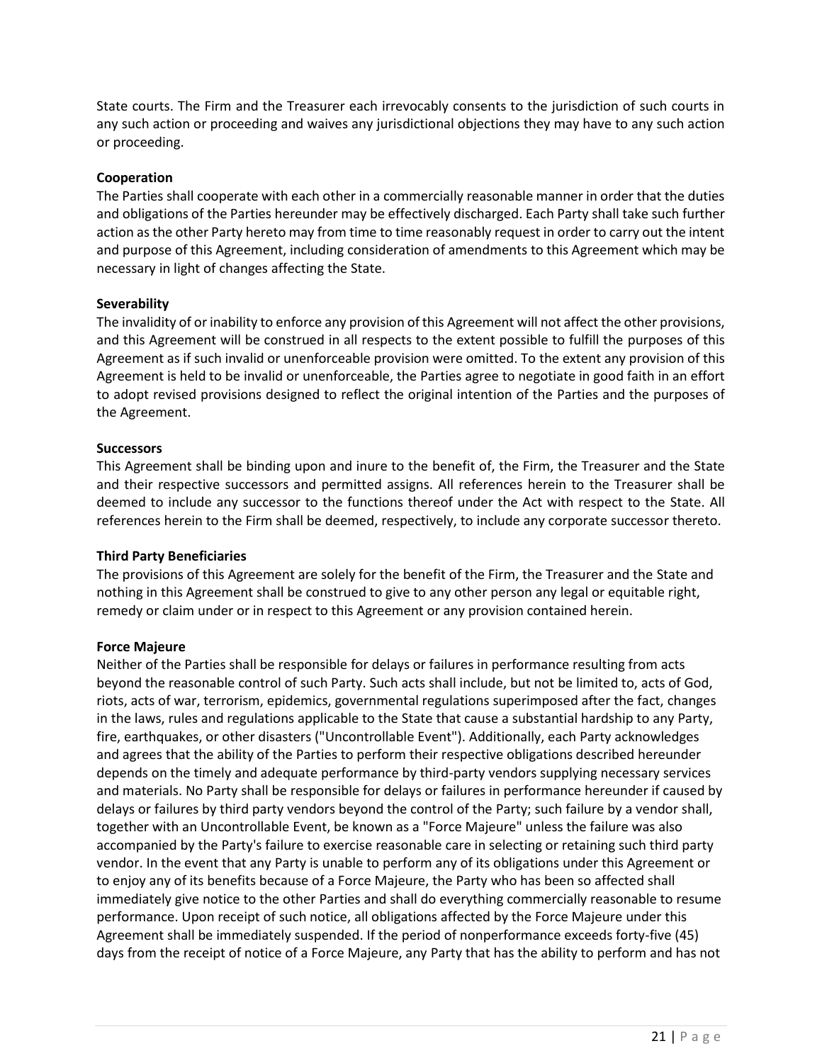State courts. The Firm and the Treasurer each irrevocably consents to the jurisdiction of such courts in any such action or proceeding and waives any jurisdictional objections they may have to any such action or proceeding.

**Cooperation**

The Parties shall cooperate with each other in a commercially reasonable manner in order that the duties and obligations of the Parties hereunder may be effectively discharged. Each Party shall take such further action as the other Party hereto may from time to time reasonably request in order to carry out the intent and purpose of this Agreement, including consideration of amendments to this Agreement which may be necessary in light of changes affecting the State.

**Severability**

The invalidity of or inability to enforce any provision of this Agreement will not affect the other provisions, and this Agreement will be construed in all respects to the extent possible to fulfill the purposes of this Agreement as if such invalid or unenforceable provision were omitted. To the extent any provision of this Agreement is held to be invalid or unenforceable, the Parties agree to negotiate in good faith in an effort to adopt revised provisions designed to reflect the original intention of the Parties and the purposes of the Agreement.

**Successors**

This Agreement shall be binding upon and inure to the benefit of, the Firm, the Treasurer and the State and their respective successors and permitted assigns. All references herein to the Treasurer shall be deemed to include any successor to the functions thereof under the Act with respect to the State. All references herein to the Firm shall be deemed, respectively, to include any corporate successor thereto.

**Third Party Beneficiaries**

The provisions of this Agreement are solely for the benefit of the Firm, the Treasurer and the State and nothing in this Agreement shall be construed to give to any other person any legal or equitable right, remedy or claim under or in respect to this Agreement or any provision contained herein.

**Force Majeure**

Neither of the Parties shall be responsible for delays or failures in performance resulting from acts beyond the reasonable control of such Party. Such acts shall include, but not be limited to, acts of God, riots, acts of war, terrorism, epidemics, governmental regulations superimposed after the fact, changes in the laws, rules and regulations applicable to the State that cause a substantial hardship to any Party, fire, earthquakes, or other disasters ("Uncontrollable Event"). Additionally, each Party acknowledges and agrees that the ability of the Parties to perform their respective obligations described hereunder depends on the timely and adequate performance by third-party vendors supplying necessary services and materials. No Party shall be responsible for delays or failures in performance hereunder if caused by delays or failures by third party vendors beyond the control of the Party; such failure by a vendor shall, together with an Uncontrollable Event, be known as a "Force Majeure" unless the failure was also accompanied by the Party's failure to exercise reasonable care in selecting or retaining such third party vendor. In the event that any Party is unable to perform any of its obligations under this Agreement or to enjoy any of its benefits because of a Force Majeure, the Party who has been so affected shall immediately give notice to the other Parties and shall do everything commercially reasonable to resume performance. Upon receipt of such notice, all obligations affected by the Force Majeure under this Agreement shall be immediately suspended. If the period of nonperformance exceeds forty-five (45) days from the receipt of notice of a Force Majeure, any Party that has the ability to perform and has not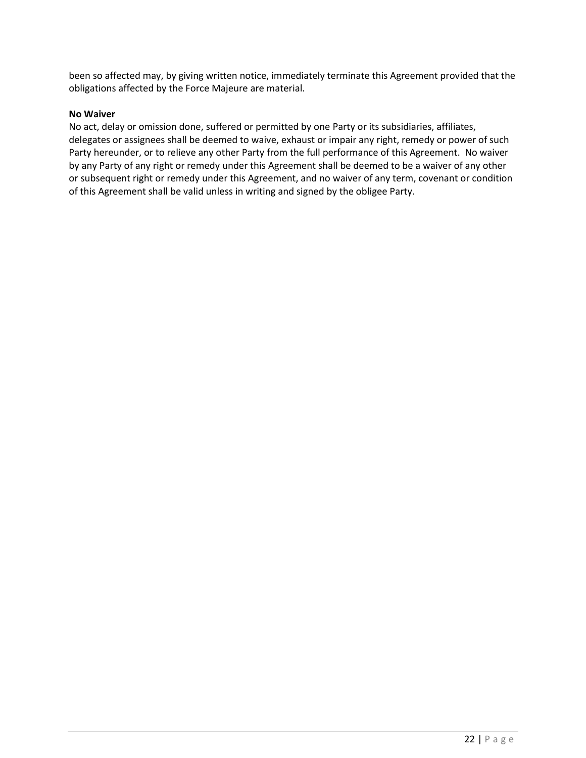been so affected may, by giving written notice, immediately terminate this Agreement provided that the obligations affected by the Force Majeure are material.

**No Waiver**

No act, delay or omission done, suffered or permitted by one Party or its subsidiaries, affiliates, delegates or assignees shall be deemed to waive, exhaust or impair any right, remedy or power of such Party hereunder, or to relieve any other Party from the full performance of this Agreement. No waiver by any Party of any right or remedy under this Agreement shall be deemed to be a waiver of any other or subsequent right or remedy under this Agreement, and no waiver of any term, covenant or condition of this Agreement shall be valid unless in writing and signed by the obligee Party.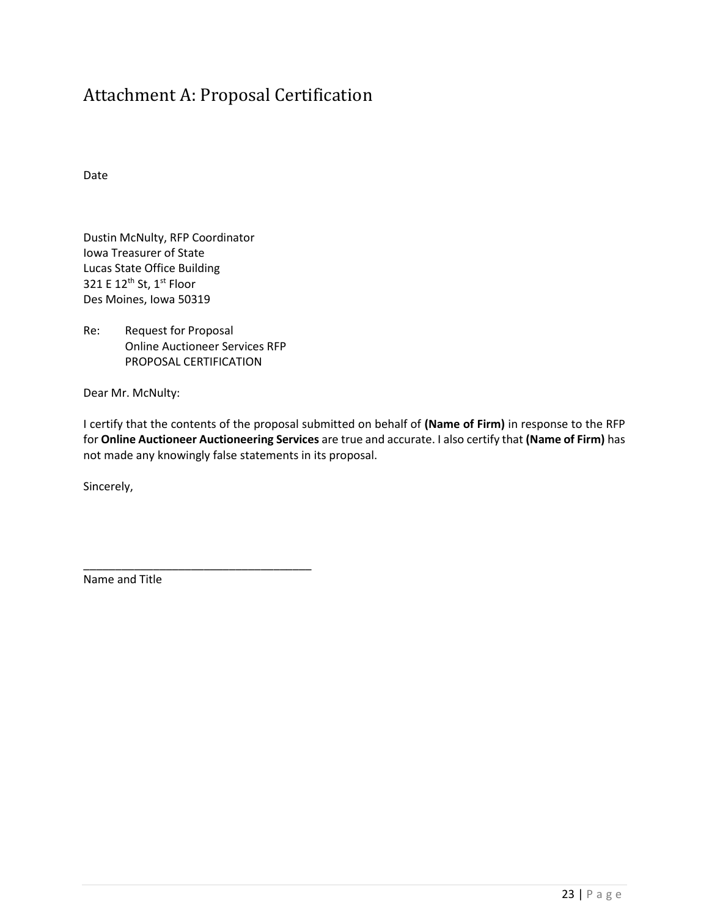# Attachment A: Proposal Certification

Date

Dustin McNulty, RFP Coordinator  
Iowa Treasurer of State  
Lucas State Office Building  
321 E 12th St, 1st Floor  
Des Moines, Iowa 50319

Re: Request for Proposal  
Online Auctioneer Services RFP  
PROPOSAL CERTIFICATION

Dear Mr. McNulty:

I certify that the contents of the proposal submitted on behalf of **(Name of Firm)** in response to the RFP for **Online Auctioneer Auctioneering Services** are true and accurate. I also certify that **(Name of Firm)** has not made any knowingly false statements in its proposal.

Sincerely,

\_\_\_\_\_\_\_\_\_\_\_\_\_\_\_\_\_\_\_\_\_\_\_\_\_\_\_\_\_\_\_\_\_\_\_\_  
Name and Title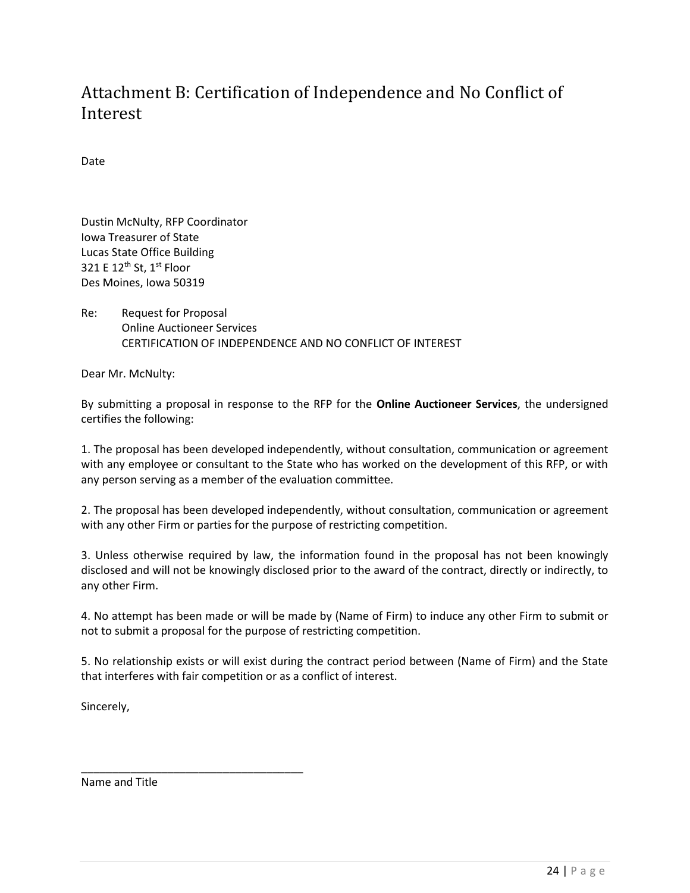# Attachment B: Certification of Independence and No Conflict of Interest

Date

Dustin McNulty, RFP Coordinator
Iowa Treasurer of State
Lucas State Office Building
321 E 12th St, 1st Floor
Des Moines, Iowa 50319

Re: Request for Proposal
Online Auctioneer Services
CERTIFICATION OF INDEPENDENCE AND NO CONFLICT OF INTEREST

Dear Mr. McNulty:

By submitting a proposal in response to the RFP for the **Online Auctioneer Services**, the undersigned certifies the following:

1. The proposal has been developed independently, without consultation, communication or agreement with any employee or consultant to the State who has worked on the development of this RFP, or with any person serving as a member of the evaluation committee.

2. The proposal has been developed independently, without consultation, communication or agreement with any other Firm or parties for the purpose of restricting competition.

3. Unless otherwise required by law, the information found in the proposal has not been knowingly disclosed and will not be knowingly disclosed prior to the award of the contract, directly or indirectly, to any other Firm.

4. No attempt has been made or will be made by (Name of Firm) to induce any other Firm to submit or not to submit a proposal for the purpose of restricting competition.

5. No relationship exists or will exist during the contract period between (Name of Firm) and the State that interferes with fair competition or as a conflict of interest.

Sincerely,

\_\_\_\_\_\_\_\_\_\_\_\_\_\_\_\_\_\_\_\_\_\_\_\_\_\_\_\_\_\_\_\_\_\_\_\_
Name and Title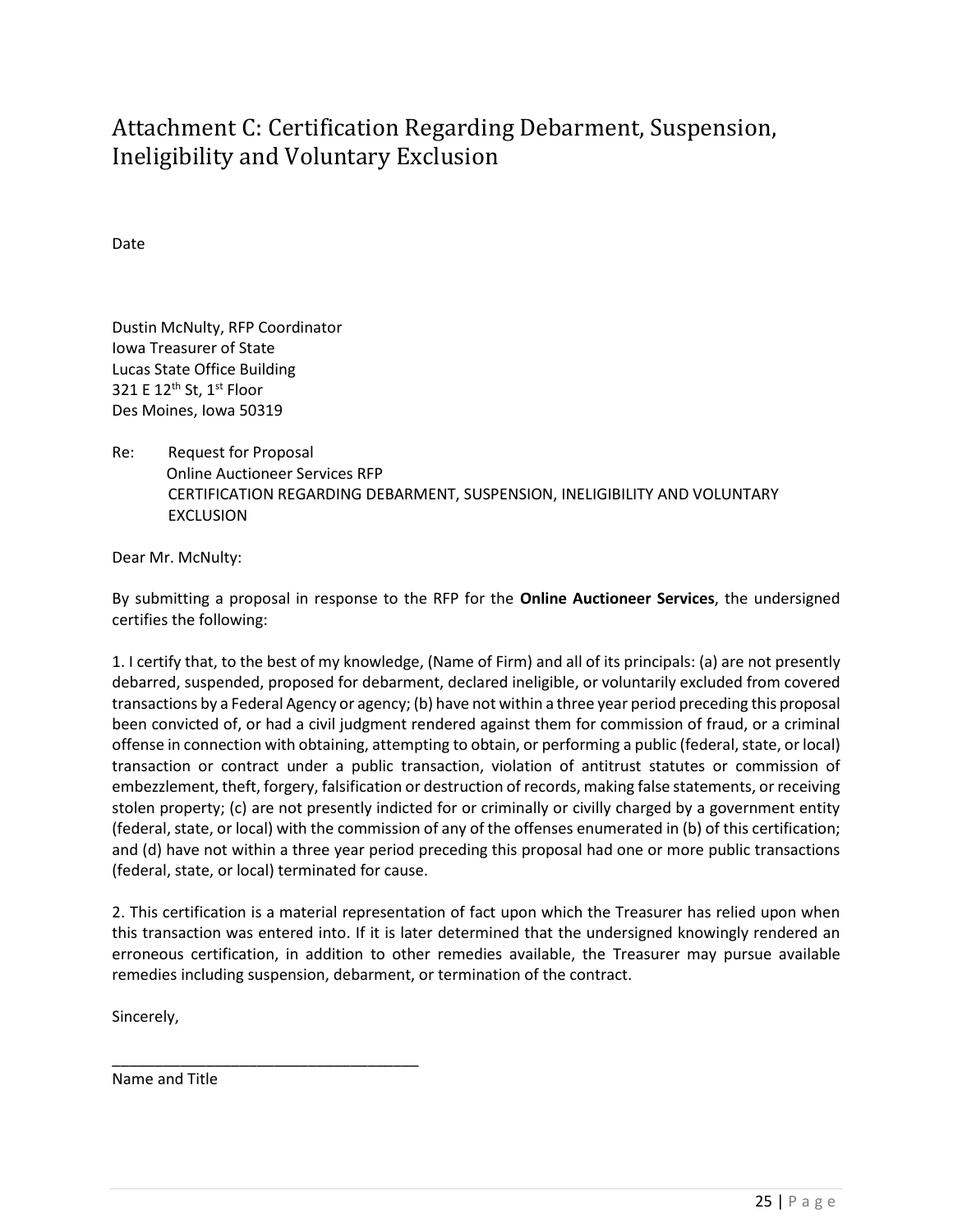# Attachment C: Certification Regarding Debarment, Suspension, Ineligibility and Voluntary Exclusion

Date

Dustin McNulty, RFP Coordinator
Iowa Treasurer of State
Lucas State Office Building
321 E 12th St, 1st Floor
Des Moines, Iowa 50319

Re: Request for Proposal
Online Auctioneer Services RFP
CERTIFICATION REGARDING DEBARMENT, SUSPENSION, INELIGIBILITY AND VOLUNTARY EXCLUSION

Dear Mr. McNulty:

By submitting a proposal in response to the RFP for the **Online Auctioneer Services**, the undersigned certifies the following:

1. I certify that, to the best of my knowledge, (Name of Firm) and all of its principals: (a) are not presently debarred, suspended, proposed for debarment, declared ineligible, or voluntarily excluded from covered transactions by a Federal Agency or agency; (b) have not within a three year period preceding this proposal been convicted of, or had a civil judgment rendered against them for commission of fraud, or a criminal offense in connection with obtaining, attempting to obtain, or performing a public (federal, state, or local) transaction or contract under a public transaction, violation of antitrust statutes or commission of embezzlement, theft, forgery, falsification or destruction of records, making false statements, or receiving stolen property; (c) are not presently indicted for or criminally or civilly charged by a government entity (federal, state, or local) with the commission of any of the offenses enumerated in (b) of this certification; and (d) have not within a three year period preceding this proposal had one or more public transactions (federal, state, or local) terminated for cause.

2. This certification is a material representation of fact upon which the Treasurer has relied upon when this transaction was entered into. If it is later determined that the undersigned knowingly rendered an erroneous certification, in addition to other remedies available, the Treasurer may pursue available remedies including suspension, debarment, or termination of the contract.

Sincerely,

\_\_\_\_\_\_\_\_\_\_\_\_\_\_\_\_\_\_\_\_\_\_\_\_\_\_\_\_\_\_\_\_\_\_\_\_

Name and Title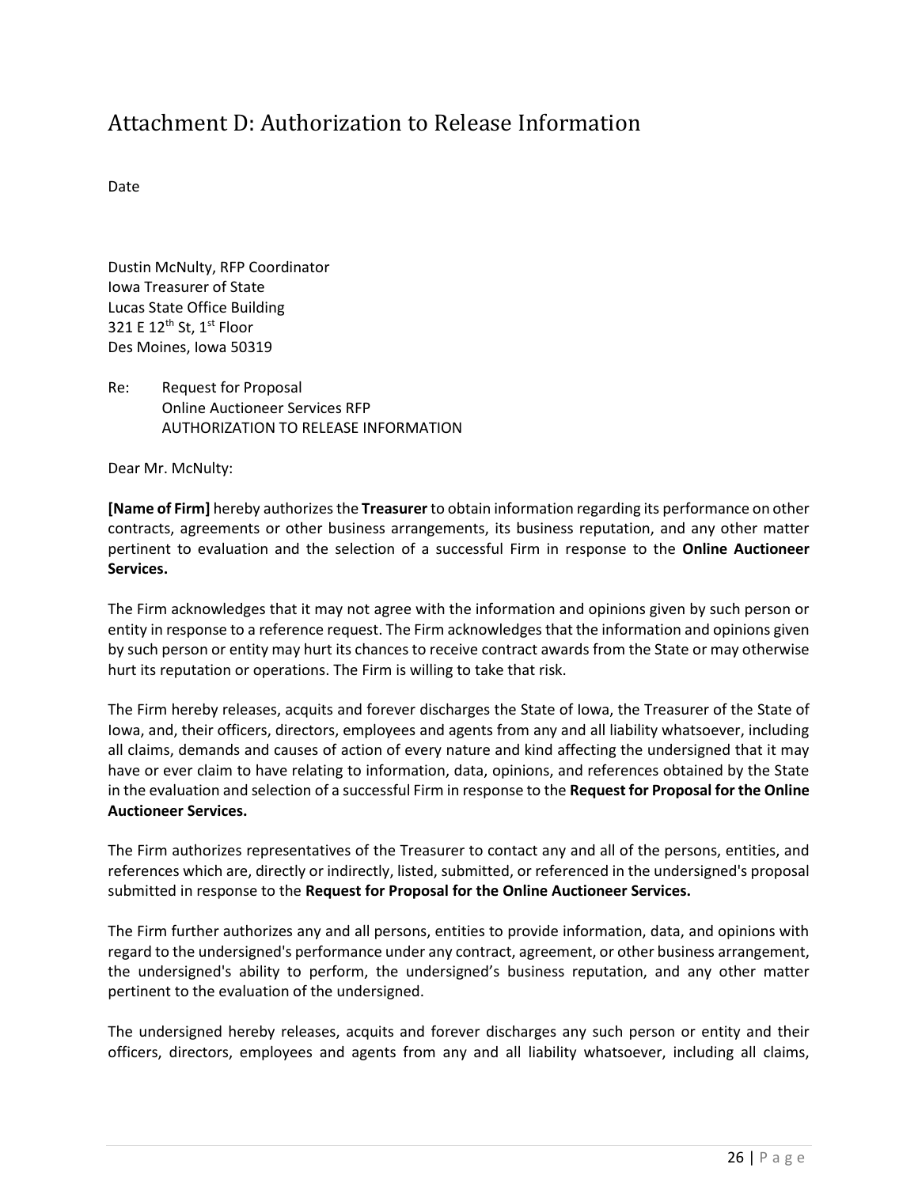# Attachment D: Authorization to Release Information

Date

Dustin McNulty, RFP Coordinator
Iowa Treasurer of State
Lucas State Office Building
321 E 12th St, 1st Floor
Des Moines, Iowa 50319

Re: Request for Proposal
Online Auctioneer Services RFP
AUTHORIZATION TO RELEASE INFORMATION

Dear Mr. McNulty:

**[Name of Firm]** hereby authorizes the **Treasurer** to obtain information regarding its performance on other contracts, agreements or other business arrangements, its business reputation, and any other matter pertinent to evaluation and the selection of a successful Firm in response to the **Online Auctioneer Services.**

The Firm acknowledges that it may not agree with the information and opinions given by such person or entity in response to a reference request. The Firm acknowledges that the information and opinions given by such person or entity may hurt its chances to receive contract awards from the State or may otherwise hurt its reputation or operations. The Firm is willing to take that risk.

The Firm hereby releases, acquits and forever discharges the State of Iowa, the Treasurer of the State of Iowa, and, their officers, directors, employees and agents from any and all liability whatsoever, including all claims, demands and causes of action of every nature and kind affecting the undersigned that it may have or ever claim to have relating to information, data, opinions, and references obtained by the State in the evaluation and selection of a successful Firm in response to the **Request for Proposal for the Online Auctioneer Services.**

The Firm authorizes representatives of the Treasurer to contact any and all of the persons, entities, and references which are, directly or indirectly, listed, submitted, or referenced in the undersigned's proposal submitted in response to the **Request for Proposal for the Online Auctioneer Services.**

The Firm further authorizes any and all persons, entities to provide information, data, and opinions with regard to the undersigned's performance under any contract, agreement, or other business arrangement, the undersigned's ability to perform, the undersigned's business reputation, and any other matter pertinent to the evaluation of the undersigned.

The undersigned hereby releases, acquits and forever discharges any such person or entity and their officers, directors, employees and agents from any and all liability whatsoever, including all claims,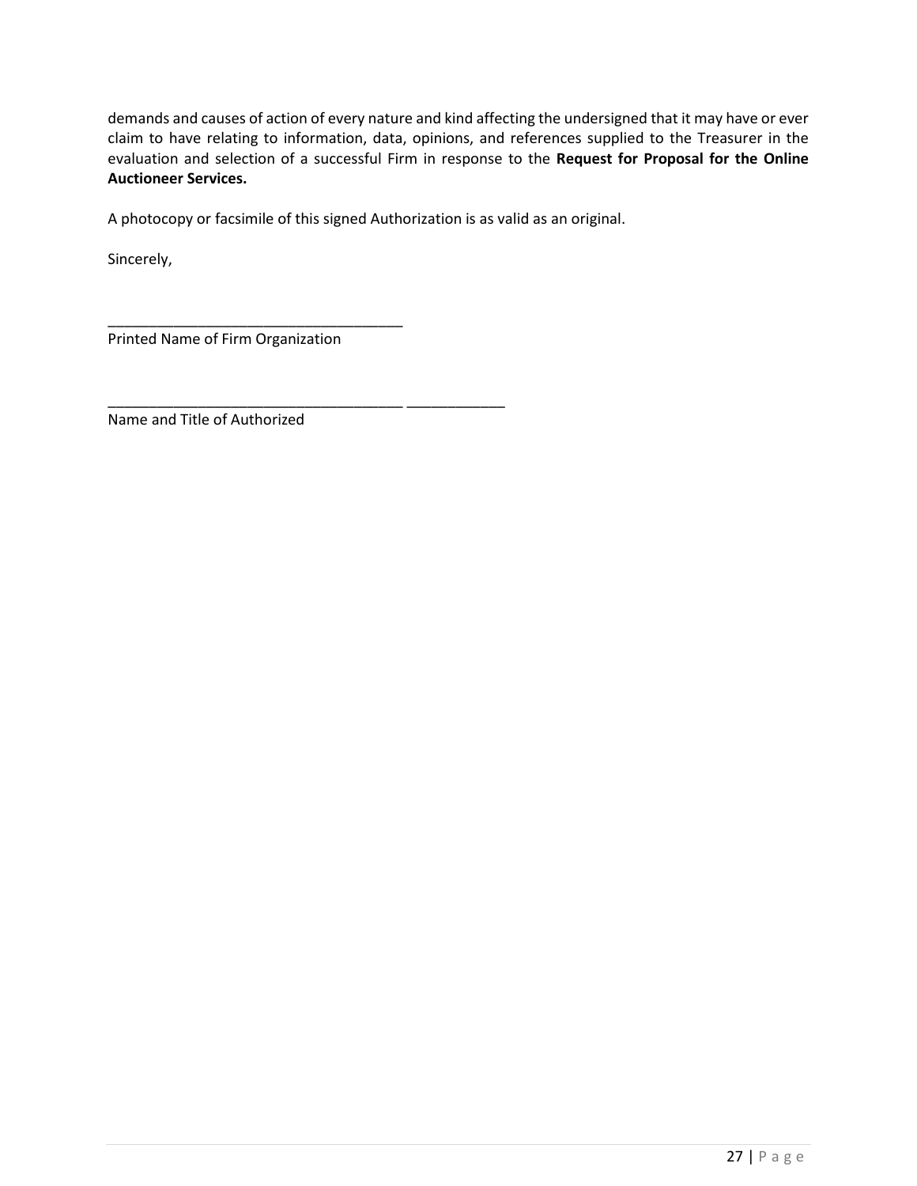demands and causes of action of every nature and kind affecting the undersigned that it may have or ever claim to have relating to information, data, opinions, and references supplied to the Treasurer in the evaluation and selection of a successful Firm in response to the **Request for Proposal for the Online Auctioneer Services.**

A photocopy or facsimile of this signed Authorization is as valid as an original.

Sincerely,

____________________________________
Printed Name of Firm Organization

____________________________________ ____________
Name and Title of Authorized